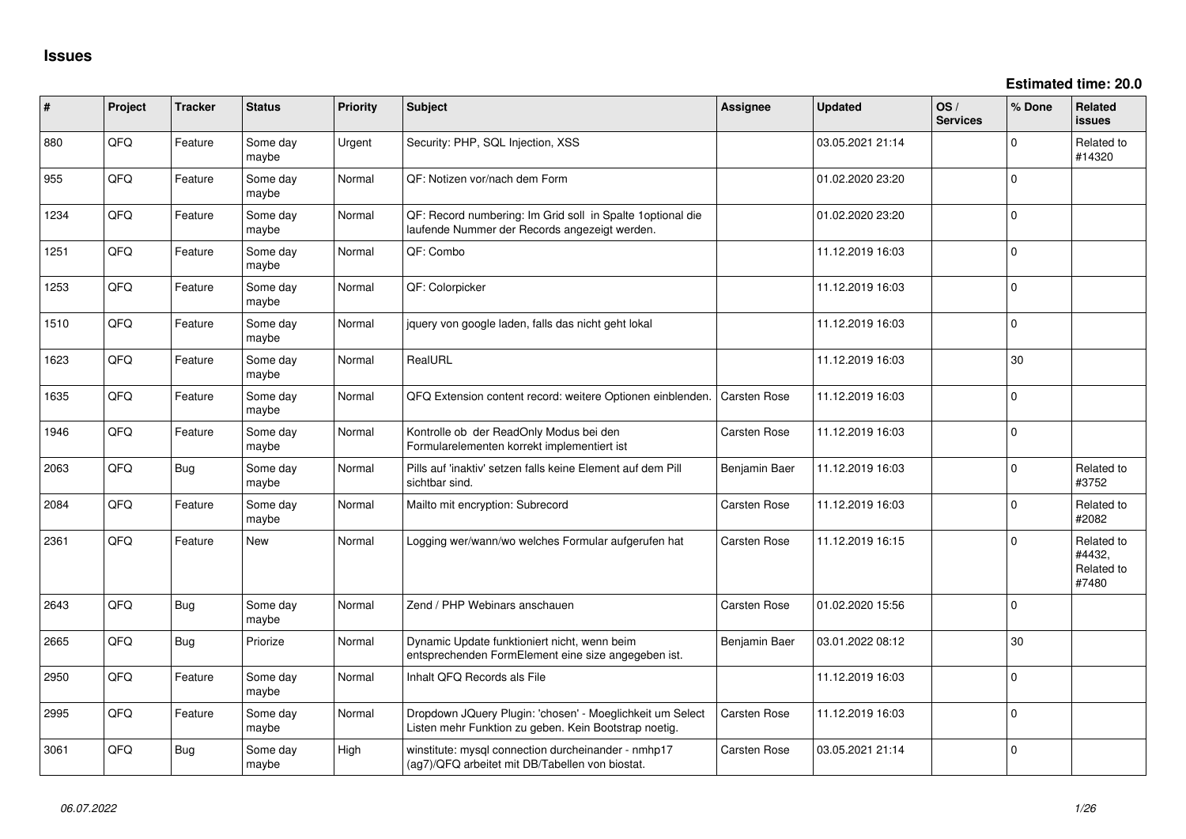# Issues

**Estimated time: 20.0**

| # | Project | Tracker | Status | Priority | Subject | Assignee | Updated | OS / Services | % Done | Related issues |
|---|---|---|---|---|---|---|---|---|---|---|
| 880 | QFQ | Feature | Some day maybe | Urgent | Security: PHP, SQL Injection, XSS | | 03.05.2021 21:14 | | 0 | Related to #14320 |
| 955 | QFQ | Feature | Some day maybe | Normal | QF: Notizen vor/nach dem Form | | 01.02.2020 23:20 | | 0 | |
| 1234 | QFQ | Feature | Some day maybe | Normal | QF: Record numbering: Im Grid soll in Spalte 1optional die laufende Nummer der Records angezeigt werden. | | 01.02.2020 23:20 | | 0 | |
| 1251 | QFQ | Feature | Some day maybe | Normal | QF: Combo | | 11.12.2019 16:03 | | 0 | |
| 1253 | QFQ | Feature | Some day maybe | Normal | QF: Colorpicker | | 11.12.2019 16:03 | | 0 | |
| 1510 | QFQ | Feature | Some day maybe | Normal | jquery von google laden, falls das nicht geht lokal | | 11.12.2019 16:03 | | 0 | |
| 1623 | QFQ | Feature | Some day maybe | Normal | RealURL | | 11.12.2019 16:03 | | 30 | |
| 1635 | QFQ | Feature | Some day maybe | Normal | QFQ Extension content record: weitere Optionen einblenden. | Carsten Rose | 11.12.2019 16:03 | | 0 | |
| 1946 | QFQ | Feature | Some day maybe | Normal | Kontrolle ob der ReadOnly Modus bei den Formularelementen korrekt implementiert ist | Carsten Rose | 11.12.2019 16:03 | | 0 | |
| 2063 | QFQ | Bug | Some day maybe | Normal | Pills auf 'inaktiv' setzen falls keine Element auf dem Pill sichtbar sind. | Benjamin Baer | 11.12.2019 16:03 | | 0 | Related to #3752 |
| 2084 | QFQ | Feature | Some day maybe | Normal | Mailto mit encryption: Subrecord | Carsten Rose | 11.12.2019 16:03 | | 0 | Related to #2082 |
| 2361 | QFQ | Feature | New | Normal | Logging wer/wann/wo welches Formular aufgerufen hat | Carsten Rose | 11.12.2019 16:15 | | 0 | Related to #4432, Related to #7480 |
| 2643 | QFQ | Bug | Some day maybe | Normal | Zend / PHP Webinars anschauen | Carsten Rose | 01.02.2020 15:56 | | 0 | |
| 2665 | QFQ | Bug | Priorize | Normal | Dynamic Update funktioniert nicht, wenn beim entsprechenden FormElement eine size angegeben ist. | Benjamin Baer | 03.01.2022 08:12 | | 30 | |
| 2950 | QFQ | Feature | Some day maybe | Normal | Inhalt QFQ Records als File | | 11.12.2019 16:03 | | 0 | |
| 2995 | QFQ | Feature | Some day maybe | Normal | Dropdown JQuery Plugin: 'chosen' - Moeglichkeit um Select Listen mehr Funktion zu geben. Kein Bootstrap noetig. | Carsten Rose | 11.12.2019 16:03 | | 0 | |
| 3061 | QFQ | Bug | Some day maybe | High | winstitute: mysql connection durcheinander - nmhp17 (ag7)/QFQ arbeitet mit DB/Tabellen von biostat. | Carsten Rose | 03.05.2021 21:14 | | 0 | |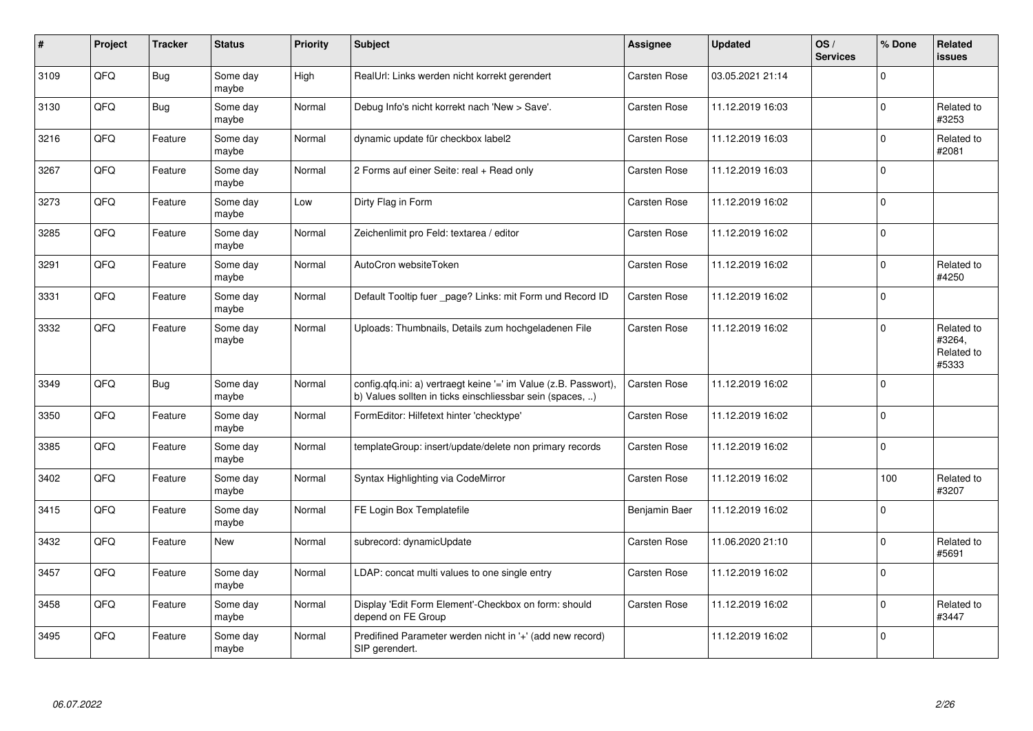| # | Project | Tracker | Status | Priority | Subject | Assignee | Updated | OS / Services | % Done | Related issues |
|---|---|---|---|---|---|---|---|---|---|---|
| 3109 | QFQ | Bug | Some day maybe | High | RealUrl: Links werden nicht korrekt gerendert | Carsten Rose | 03.05.2021 21:14 | | 0 | |
| 3130 | QFQ | Bug | Some day maybe | Normal | Debug Info's nicht korrekt nach 'New > Save'. | Carsten Rose | 11.12.2019 16:03 | | 0 | Related to #3253 |
| 3216 | QFQ | Feature | Some day maybe | Normal | dynamic update für checkbox label2 | Carsten Rose | 11.12.2019 16:03 | | 0 | Related to #2081 |
| 3267 | QFQ | Feature | Some day maybe | Normal | 2 Forms auf einer Seite: real + Read only | Carsten Rose | 11.12.2019 16:03 | | 0 | |
| 3273 | QFQ | Feature | Some day maybe | Low | Dirty Flag in Form | Carsten Rose | 11.12.2019 16:02 | | 0 | |
| 3285 | QFQ | Feature | Some day maybe | Normal | Zeichenlimit pro Feld: textarea / editor | Carsten Rose | 11.12.2019 16:02 | | 0 | |
| 3291 | QFQ | Feature | Some day maybe | Normal | AutoCron websiteToken | Carsten Rose | 11.12.2019 16:02 | | 0 | Related to #4250 |
| 3331 | QFQ | Feature | Some day maybe | Normal | Default Tooltip fuer _page? Links: mit Form und Record ID | Carsten Rose | 11.12.2019 16:02 | | 0 | |
| 3332 | QFQ | Feature | Some day maybe | Normal | Uploads: Thumbnails, Details zum hochgeladenen File | Carsten Rose | 11.12.2019 16:02 | | 0 | Related to #3264, Related to #5333 |
| 3349 | QFQ | Bug | Some day maybe | Normal | config.qfq.ini: a) vertraegt keine '=' im Value (z.B. Passwort), b) Values sollten in ticks einschliessbar sein (spaces, ..) | Carsten Rose | 11.12.2019 16:02 | | 0 | |
| 3350 | QFQ | Feature | Some day maybe | Normal | FormEditor: Hilfetext hinter 'checktype' | Carsten Rose | 11.12.2019 16:02 | | 0 | |
| 3385 | QFQ | Feature | Some day maybe | Normal | templateGroup: insert/update/delete non primary records | Carsten Rose | 11.12.2019 16:02 | | 0 | |
| 3402 | QFQ | Feature | Some day maybe | Normal | Syntax Highlighting via CodeMirror | Carsten Rose | 11.12.2019 16:02 | | 100 | Related to #3207 |
| 3415 | QFQ | Feature | Some day maybe | Normal | FE Login Box Templatefile | Benjamin Baer | 11.12.2019 16:02 | | 0 | |
| 3432 | QFQ | Feature | New | Normal | subrecord: dynamicUpdate | Carsten Rose | 11.06.2020 21:10 | | 0 | Related to #5691 |
| 3457 | QFQ | Feature | Some day maybe | Normal | LDAP: concat multi values to one single entry | Carsten Rose | 11.12.2019 16:02 | | 0 | |
| 3458 | QFQ | Feature | Some day maybe | Normal | Display 'Edit Form Element'-Checkbox on form: should depend on FE Group | Carsten Rose | 11.12.2019 16:02 | | 0 | Related to #3447 |
| 3495 | QFQ | Feature | Some day maybe | Normal | Predifined Parameter werden nicht in '+' (add new record) SIP gerendert. | | 11.12.2019 16:02 | | 0 | |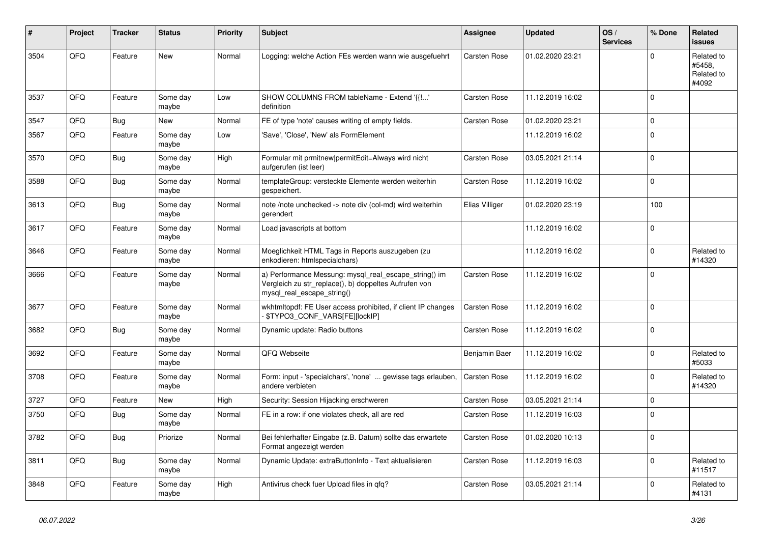| # | Project | Tracker | Status | Priority | Subject | Assignee | Updated | OS / Services | % Done | Related issues |
|---|---|---|---|---|---|---|---|---|---|---|
| 3504 | QFQ | Feature | New | Normal | Logging: welche Action FEs werden wann wie ausgefuehrt | Carsten Rose | 01.02.2020 23:21 | | 0 | Related to #5458, Related to #4092 |
| 3537 | QFQ | Feature | Some day maybe | Low | SHOW COLUMNS FROM tableName - Extend '{{!...' definition | Carsten Rose | 11.12.2019 16:02 | | 0 | |
| 3547 | QFQ | Bug | New | Normal | FE of type 'note' causes writing of empty fields. | Carsten Rose | 01.02.2020 23:21 | | 0 | |
| 3567 | QFQ | Feature | Some day maybe | Low | 'Save', 'Close', 'New' als FormElement | | 11.12.2019 16:02 | | 0 | |
| 3570 | QFQ | Bug | Some day maybe | High | Formular mit prmitnew|permitEdit=Always wird nicht aufgerufen (ist leer) | Carsten Rose | 03.05.2021 21:14 | | 0 | |
| 3588 | QFQ | Bug | Some day maybe | Normal | templateGroup: versteckte Elemente werden weiterhin gespeichert. | Carsten Rose | 11.12.2019 16:02 | | 0 | |
| 3613 | QFQ | Bug | Some day maybe | Normal | note /note unchecked -> note div (col-md) wird weiterhin gerendert | Elias Villiger | 01.02.2020 23:19 | | 100 | |
| 3617 | QFQ | Feature | Some day maybe | Normal | Load javascripts at bottom | | 11.12.2019 16:02 | | 0 | |
| 3646 | QFQ | Feature | Some day maybe | Normal | Moeglichkeit HTML Tags in Reports auszugeben (zu enkodieren: htmlspecialchars) | | 11.12.2019 16:02 | | 0 | Related to #14320 |
| 3666 | QFQ | Feature | Some day maybe | Normal | a) Performance Messung: mysql_real_escape_string() im Vergleich zu str_replace(), b) doppeltes Aufrufen von mysql_real_escape_string() | Carsten Rose | 11.12.2019 16:02 | | 0 | |
| 3677 | QFQ | Feature | Some day maybe | Normal | wkhtmltopdf: FE User access prohibited, if client IP changes - $TYPO3_CONF_VARS[FE][lockIP] | Carsten Rose | 11.12.2019 16:02 | | 0 | |
| 3682 | QFQ | Bug | Some day maybe | Normal | Dynamic update: Radio buttons | Carsten Rose | 11.12.2019 16:02 | | 0 | |
| 3692 | QFQ | Feature | Some day maybe | Normal | QFQ Webseite | Benjamin Baer | 11.12.2019 16:02 | | 0 | Related to #5033 |
| 3708 | QFQ | Feature | Some day maybe | Normal | Form: input - 'specialchars', 'none' ... gewisse tags erlauben, andere verbieten | Carsten Rose | 11.12.2019 16:02 | | 0 | Related to #14320 |
| 3727 | QFQ | Feature | New | High | Security: Session Hijacking erschweren | Carsten Rose | 03.05.2021 21:14 | | 0 | |
| 3750 | QFQ | Bug | Some day maybe | Normal | FE in a row: if one violates check, all are red | Carsten Rose | 11.12.2019 16:03 | | 0 | |
| 3782 | QFQ | Bug | Priorize | Normal | Bei fehlerhafter Eingabe (z.B. Datum) sollte das erwartete Format angezeigt werden | Carsten Rose | 01.02.2020 10:13 | | 0 | |
| 3811 | QFQ | Bug | Some day maybe | Normal | Dynamic Update: extraButtonInfo - Text aktualisieren | Carsten Rose | 11.12.2019 16:03 | | 0 | Related to #11517 |
| 3848 | QFQ | Feature | Some day maybe | High | Antivirus check fuer Upload files in qfq? | Carsten Rose | 03.05.2021 21:14 | | 0 | Related to #4131 |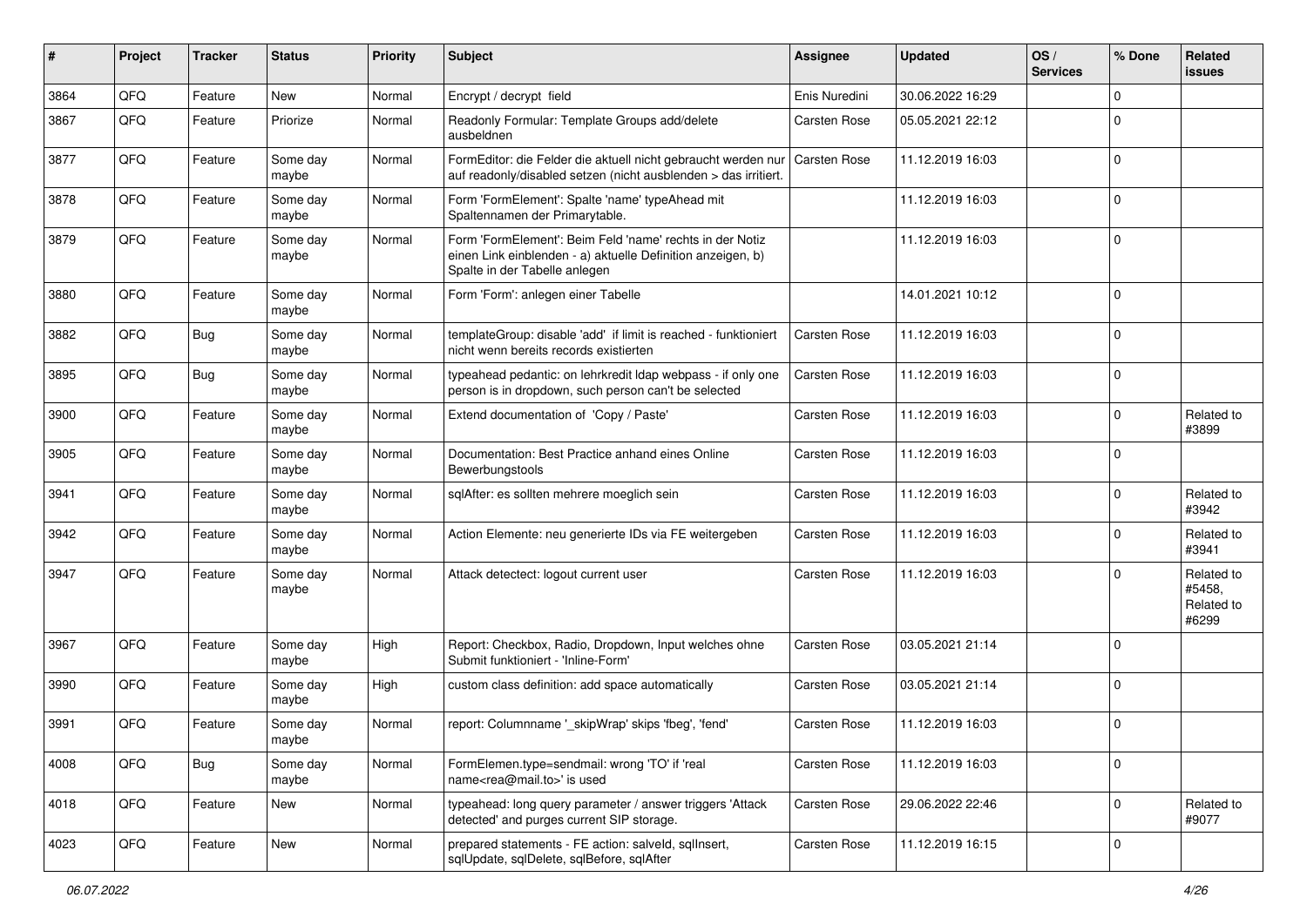| # | Project | Tracker | Status | Priority | Subject | Assignee | Updated | OS / Services | % Done | Related issues |
|---|---|---|---|---|---|---|---|---|---|---|
| 3864 | QFQ | Feature | New | Normal | Encrypt / decrypt field | Enis Nuredini | 30.06.2022 16:29 | | 0 | |
| 3867 | QFQ | Feature | Priorize | Normal | Readonly Formular: Template Groups add/delete ausbeldnen | Carsten Rose | 05.05.2021 22:12 | | 0 | |
| 3877 | QFQ | Feature | Some day maybe | Normal | FormEditor: die Felder die aktuell nicht gebraucht werden nur auf readonly/disabled setzen (nicht ausblenden > das irritiert. | Carsten Rose | 11.12.2019 16:03 | | 0 | |
| 3878 | QFQ | Feature | Some day maybe | Normal | Form 'FormElement': Spalte 'name' typeAhead mit Spaltennamen der Primarytable. | | 11.12.2019 16:03 | | 0 | |
| 3879 | QFQ | Feature | Some day maybe | Normal | Form 'FormElement': Beim Feld 'name' rechts in der Notiz einen Link einblenden - a) aktuelle Definition anzeigen, b) Spalte in der Tabelle anlegen | | 11.12.2019 16:03 | | 0 | |
| 3880 | QFQ | Feature | Some day maybe | Normal | Form 'Form': anlegen einer Tabelle | | 14.01.2021 10:12 | | 0 | |
| 3882 | QFQ | Bug | Some day maybe | Normal | templateGroup: disable 'add' if limit is reached - funktioniert nicht wenn bereits records existierten | Carsten Rose | 11.12.2019 16:03 | | 0 | |
| 3895 | QFQ | Bug | Some day maybe | Normal | typeahead pedantic: on lehrkredit ldap webpass - if only one person is in dropdown, such person can't be selected | Carsten Rose | 11.12.2019 16:03 | | 0 | |
| 3900 | QFQ | Feature | Some day maybe | Normal | Extend documentation of 'Copy / Paste' | Carsten Rose | 11.12.2019 16:03 | | 0 | Related to #3899 |
| 3905 | QFQ | Feature | Some day maybe | Normal | Documentation: Best Practice anhand eines Online Bewerbungstools | Carsten Rose | 11.12.2019 16:03 | | 0 | |
| 3941 | QFQ | Feature | Some day maybe | Normal | sqlAfter: es sollten mehrere moeglich sein | Carsten Rose | 11.12.2019 16:03 | | 0 | Related to #3942 |
| 3942 | QFQ | Feature | Some day maybe | Normal | Action Elemente: neu generierte IDs via FE weitergeben | Carsten Rose | 11.12.2019 16:03 | | 0 | Related to #3941 |
| 3947 | QFQ | Feature | Some day maybe | Normal | Attack detectect: logout current user | Carsten Rose | 11.12.2019 16:03 | | 0 | Related to #5458, Related to #6299 |
| 3967 | QFQ | Feature | Some day maybe | High | Report: Checkbox, Radio, Dropdown, Input welches ohne Submit funktioniert - 'Inline-Form' | Carsten Rose | 03.05.2021 21:14 | | 0 | |
| 3990 | QFQ | Feature | Some day maybe | High | custom class definition: add space automatically | Carsten Rose | 03.05.2021 21:14 | | 0 | |
| 3991 | QFQ | Feature | Some day maybe | Normal | report: Columnname '_skipWrap' skips 'fbeg', 'fend' | Carsten Rose | 11.12.2019 16:03 | | 0 | |
| 4008 | QFQ | Bug | Some day maybe | Normal | FormElemen.type=sendmail: wrong 'TO' if 'real name<rea@mail.to>' is used | Carsten Rose | 11.12.2019 16:03 | | 0 | |
| 4018 | QFQ | Feature | New | Normal | typeahead: long query parameter / answer triggers 'Attack detected' and purges current SIP storage. | Carsten Rose | 29.06.2022 22:46 | | 0 | Related to #9077 |
| 4023 | QFQ | Feature | New | Normal | prepared statements - FE action: salveld, sqlInsert, sqlUpdate, sqlDelete, sqlBefore, sqlAfter | Carsten Rose | 11.12.2019 16:15 | | 0 | |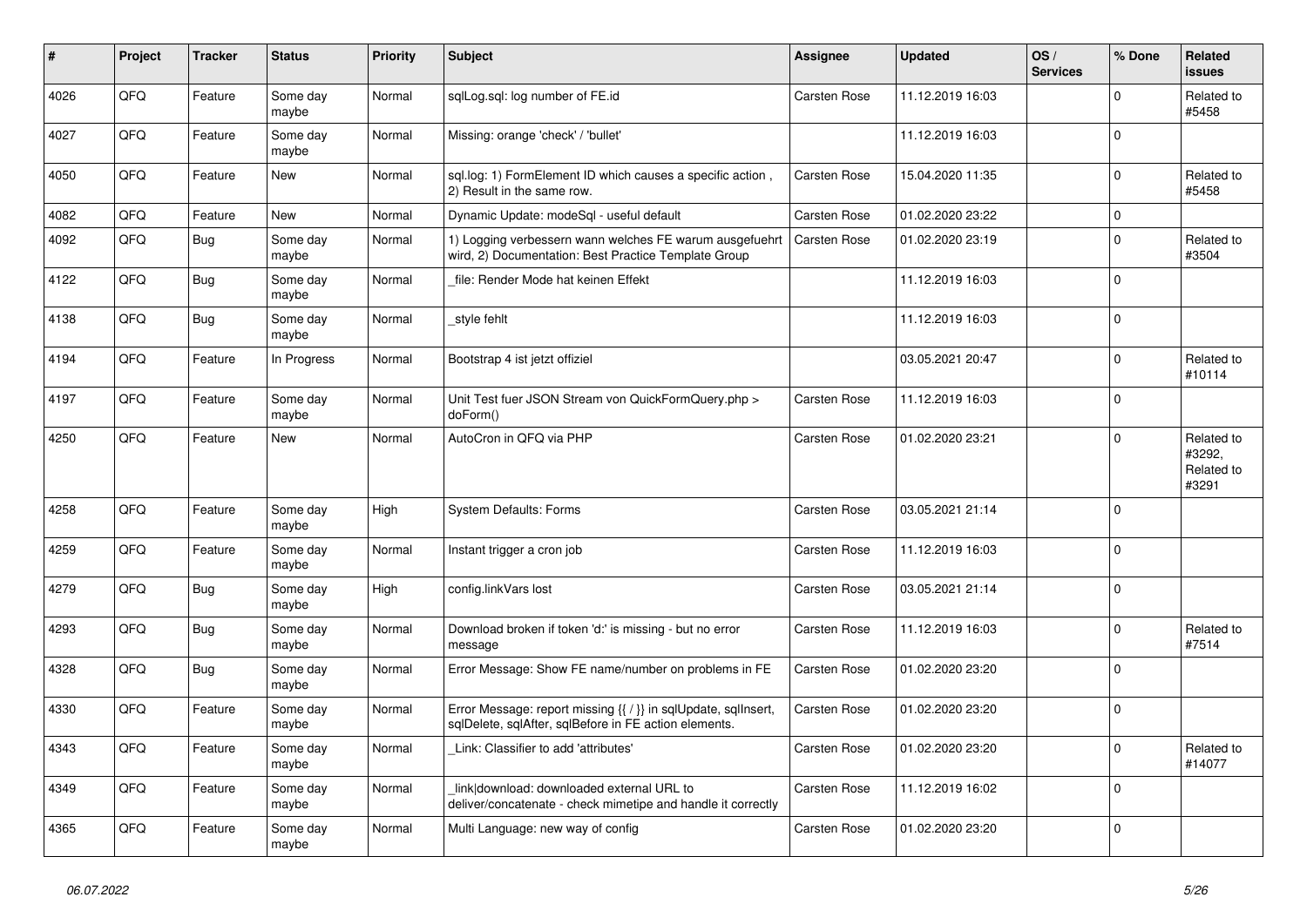| # | Project | Tracker | Status | Priority | Subject | Assignee | Updated | OS / Services | % Done | Related issues |
|---|---|---|---|---|---|---|---|---|---|---|
| 4026 | QFQ | Feature | Some day maybe | Normal | sqlLog.sql: log number of FE.id | Carsten Rose | 11.12.2019 16:03 | | 0 | Related to #5458 |
| 4027 | QFQ | Feature | Some day maybe | Normal | Missing: orange 'check' / 'bullet' | | 11.12.2019 16:03 | | 0 | |
| 4050 | QFQ | Feature | New | Normal | sql.log: 1) FormElement ID which causes a specific action , 2) Result in the same row. | Carsten Rose | 15.04.2020 11:35 | | 0 | Related to #5458 |
| 4082 | QFQ | Feature | New | Normal | Dynamic Update: modeSql - useful default | Carsten Rose | 01.02.2020 23:22 | | 0 | |
| 4092 | QFQ | Bug | Some day maybe | Normal | 1) Logging verbessern wann welches FE warum ausgefuehrt wird, 2) Documentation: Best Practice Template Group | Carsten Rose | 01.02.2020 23:19 | | 0 | Related to #3504 |
| 4122 | QFQ | Bug | Some day maybe | Normal | _file: Render Mode hat keinen Effekt | | 11.12.2019 16:03 | | 0 | |
| 4138 | QFQ | Bug | Some day maybe | Normal | _style fehlt | | 11.12.2019 16:03 | | 0 | |
| 4194 | QFQ | Feature | In Progress | Normal | Bootstrap 4 ist jetzt offiziel | | 03.05.2021 20:47 | | 0 | Related to #10114 |
| 4197 | QFQ | Feature | Some day maybe | Normal | Unit Test fuer JSON Stream von QuickFormQuery.php > doForm() | Carsten Rose | 11.12.2019 16:03 | | 0 | |
| 4250 | QFQ | Feature | New | Normal | AutoCron in QFQ via PHP | Carsten Rose | 01.02.2020 23:21 | | 0 | Related to #3292, Related to #3291 |
| 4258 | QFQ | Feature | Some day maybe | High | System Defaults: Forms | Carsten Rose | 03.05.2021 21:14 | | 0 | |
| 4259 | QFQ | Feature | Some day maybe | Normal | Instant trigger a cron job | Carsten Rose | 11.12.2019 16:03 | | 0 | |
| 4279 | QFQ | Bug | Some day maybe | High | config.linkVars lost | Carsten Rose | 03.05.2021 21:14 | | 0 | |
| 4293 | QFQ | Bug | Some day maybe | Normal | Download broken if token 'd:' is missing - but no error message | Carsten Rose | 11.12.2019 16:03 | | 0 | Related to #7514 |
| 4328 | QFQ | Bug | Some day maybe | Normal | Error Message: Show FE name/number on problems in FE | Carsten Rose | 01.02.2020 23:20 | | 0 | |
| 4330 | QFQ | Feature | Some day maybe | Normal | Error Message: report missing {{ / }} in sqlUpdate, sqlInsert, sqlDelete, sqlAfter, sqlBefore in FE action elements. | Carsten Rose | 01.02.2020 23:20 | | 0 | |
| 4343 | QFQ | Feature | Some day maybe | Normal | _Link: Classifier to add 'attributes' | Carsten Rose | 01.02.2020 23:20 | | 0 | Related to #14077 |
| 4349 | QFQ | Feature | Some day maybe | Normal | _link\|download: downloaded external URL to deliver/concatenate - check mimetipe and handle it correctly | Carsten Rose | 11.12.2019 16:02 | | 0 | |
| 4365 | QFQ | Feature | Some day maybe | Normal | Multi Language: new way of config | Carsten Rose | 01.02.2020 23:20 | | 0 | |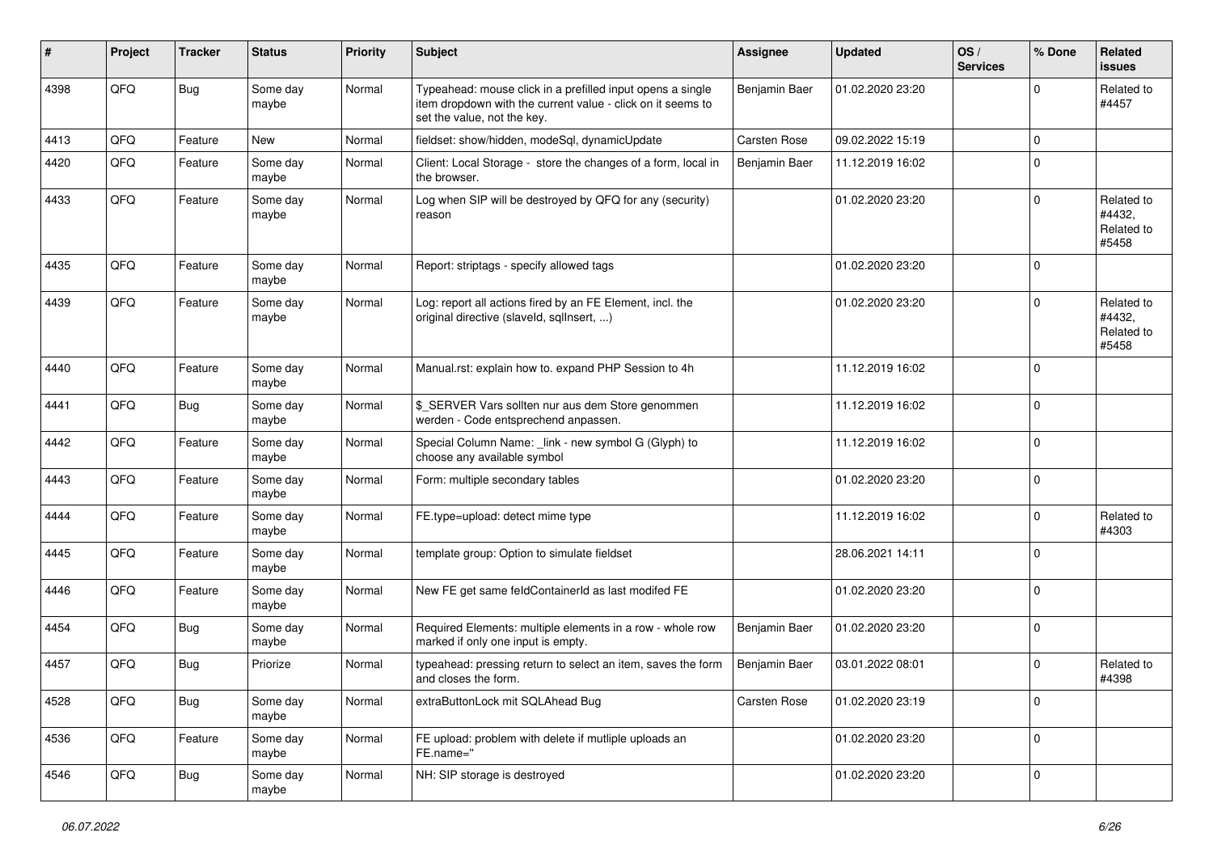| # | Project | Tracker | Status | Priority | Subject | Assignee | Updated | OS / Services | % Done | Related issues |
|---|---|---|---|---|---|---|---|---|---|---|
| 4398 | QFQ | Bug | Some day maybe | Normal | Typeahead: mouse click in a prefilled input opens a single item dropdown with the current value - click on it seems to set the value, not the key. | Benjamin Baer | 01.02.2020 23:20 | | 0 | Related to #4457 |
| 4413 | QFQ | Feature | New | Normal | fieldset: show/hidden, modeSql, dynamicUpdate | Carsten Rose | 09.02.2022 15:19 | | 0 | |
| 4420 | QFQ | Feature | Some day maybe | Normal | Client: Local Storage - store the changes of a form, local in the browser. | Benjamin Baer | 11.12.2019 16:02 | | 0 | |
| 4433 | QFQ | Feature | Some day maybe | Normal | Log when SIP will be destroyed by QFQ for any (security) reason | | 01.02.2020 23:20 | | 0 | Related to #4432, Related to #5458 |
| 4435 | QFQ | Feature | Some day maybe | Normal | Report: striptags - specify allowed tags | | 01.02.2020 23:20 | | 0 | |
| 4439 | QFQ | Feature | Some day maybe | Normal | Log: report all actions fired by an FE Element, incl. the original directive (slaveId, sqlInsert, ...) | | 01.02.2020 23:20 | | 0 | Related to #4432, Related to #5458 |
| 4440 | QFQ | Feature | Some day maybe | Normal | Manual.rst: explain how to. expand PHP Session to 4h | | 11.12.2019 16:02 | | 0 | |
| 4441 | QFQ | Bug | Some day maybe | Normal | $_SERVER Vars sollten nur aus dem Store genommen werden - Code entsprechend anpassen. | | 11.12.2019 16:02 | | 0 | |
| 4442 | QFQ | Feature | Some day maybe | Normal | Special Column Name: _link - new symbol G (Glyph) to choose any available symbol | | 11.12.2019 16:02 | | 0 | |
| 4443 | QFQ | Feature | Some day maybe | Normal | Form: multiple secondary tables | | 01.02.2020 23:20 | | 0 | |
| 4444 | QFQ | Feature | Some day maybe | Normal | FE.type=upload: detect mime type | | 11.12.2019 16:02 | | 0 | Related to #4303 |
| 4445 | QFQ | Feature | Some day maybe | Normal | template group: Option to simulate fieldset | | 28.06.2021 14:11 | | 0 | |
| 4446 | QFQ | Feature | Some day maybe | Normal | New FE get same feldContainerId as last modifed FE | | 01.02.2020 23:20 | | 0 | |
| 4454 | QFQ | Bug | Some day maybe | Normal | Required Elements: multiple elements in a row - whole row marked if only one input is empty. | Benjamin Baer | 01.02.2020 23:20 | | 0 | |
| 4457 | QFQ | Bug | Priorize | Normal | typeahead: pressing return to select an item, saves the form and closes the form. | Benjamin Baer | 03.01.2022 08:01 | | 0 | Related to #4398 |
| 4528 | QFQ | Bug | Some day maybe | Normal | extraButtonLock mit SQLAhead Bug | Carsten Rose | 01.02.2020 23:19 | | 0 | |
| 4536 | QFQ | Feature | Some day maybe | Normal | FE upload: problem with delete if mutliple uploads an FE.name='' | | 01.02.2020 23:20 | | 0 | |
| 4546 | QFQ | Bug | Some day maybe | Normal | NH: SIP storage is destroyed | | 01.02.2020 23:20 | | 0 | |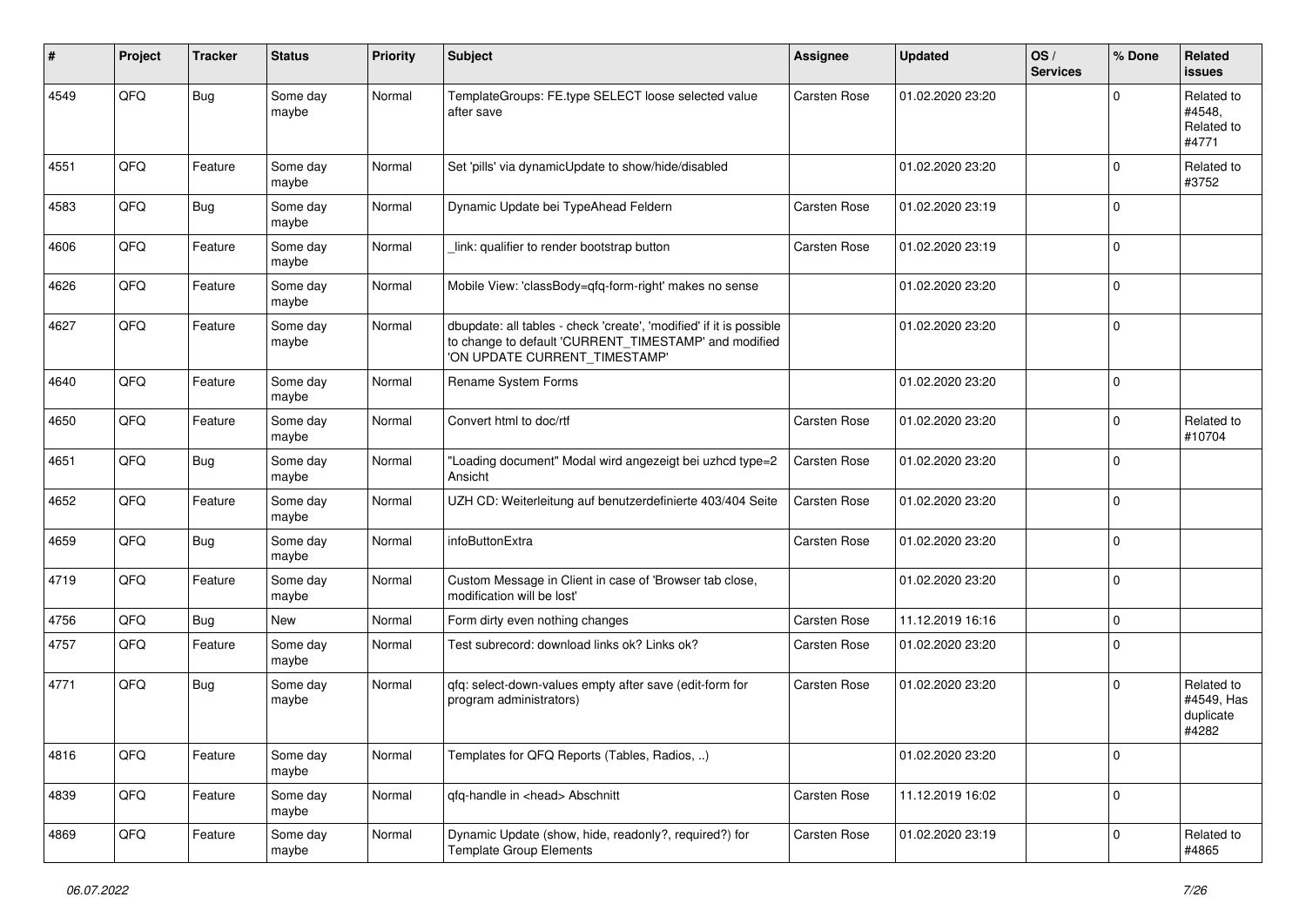| # | Project | Tracker | Status | Priority | Subject | Assignee | Updated | OS / Services | % Done | Related issues |
|---|---|---|---|---|---|---|---|---|---|---|
| 4549 | QFQ | Bug | Some day maybe | Normal | TemplateGroups: FE.type SELECT loose selected value after save | Carsten Rose | 01.02.2020 23:20 | | 0 | Related to #4548, Related to #4771 |
| 4551 | QFQ | Feature | Some day maybe | Normal | Set 'pills' via dynamicUpdate to show/hide/disabled | | 01.02.2020 23:20 | | 0 | Related to #3752 |
| 4583 | QFQ | Bug | Some day maybe | Normal | Dynamic Update bei TypeAhead Feldern | Carsten Rose | 01.02.2020 23:19 | | 0 | |
| 4606 | QFQ | Feature | Some day maybe | Normal | _link: qualifier to render bootstrap button | Carsten Rose | 01.02.2020 23:19 | | 0 | |
| 4626 | QFQ | Feature | Some day maybe | Normal | Mobile View: 'classBody=qfq-form-right' makes no sense | | 01.02.2020 23:20 | | 0 | |
| 4627 | QFQ | Feature | Some day maybe | Normal | dbupdate: all tables - check 'create', 'modified' if it is possible to change to default 'CURRENT_TIMESTAMP' and modified 'ON UPDATE CURRENT_TIMESTAMP' | | 01.02.2020 23:20 | | 0 | |
| 4640 | QFQ | Feature | Some day maybe | Normal | Rename System Forms | | 01.02.2020 23:20 | | 0 | |
| 4650 | QFQ | Feature | Some day maybe | Normal | Convert html to doc/rtf | Carsten Rose | 01.02.2020 23:20 | | 0 | Related to #10704 |
| 4651 | QFQ | Bug | Some day maybe | Normal | "Loading document" Modal wird angezeigt bei uzhcd type=2 Ansicht | Carsten Rose | 01.02.2020 23:20 | | 0 | |
| 4652 | QFQ | Feature | Some day maybe | Normal | UZH CD: Weiterleitung auf benutzerdefinierte 403/404 Seite | Carsten Rose | 01.02.2020 23:20 | | 0 | |
| 4659 | QFQ | Bug | Some day maybe | Normal | infoButtonExtra | Carsten Rose | 01.02.2020 23:20 | | 0 | |
| 4719 | QFQ | Feature | Some day maybe | Normal | Custom Message in Client in case of 'Browser tab close, modification will be lost' | | 01.02.2020 23:20 | | 0 | |
| 4756 | QFQ | Bug | New | Normal | Form dirty even nothing changes | Carsten Rose | 11.12.2019 16:16 | | 0 | |
| 4757 | QFQ | Feature | Some day maybe | Normal | Test subrecord: download links ok? Links ok? | Carsten Rose | 01.02.2020 23:20 | | 0 | |
| 4771 | QFQ | Bug | Some day maybe | Normal | qfq: select-down-values empty after save (edit-form for program administrators) | Carsten Rose | 01.02.2020 23:20 | | 0 | Related to #4549, Has duplicate #4282 |
| 4816 | QFQ | Feature | Some day maybe | Normal | Templates for QFQ Reports (Tables, Radios, ..) | | 01.02.2020 23:20 | | 0 | |
| 4839 | QFQ | Feature | Some day maybe | Normal | qfq-handle in <head> Abschnitt | Carsten Rose | 11.12.2019 16:02 | | 0 | |
| 4869 | QFQ | Feature | Some day maybe | Normal | Dynamic Update (show, hide, readonly?, required?) for Template Group Elements | Carsten Rose | 01.02.2020 23:19 | | 0 | Related to #4865 |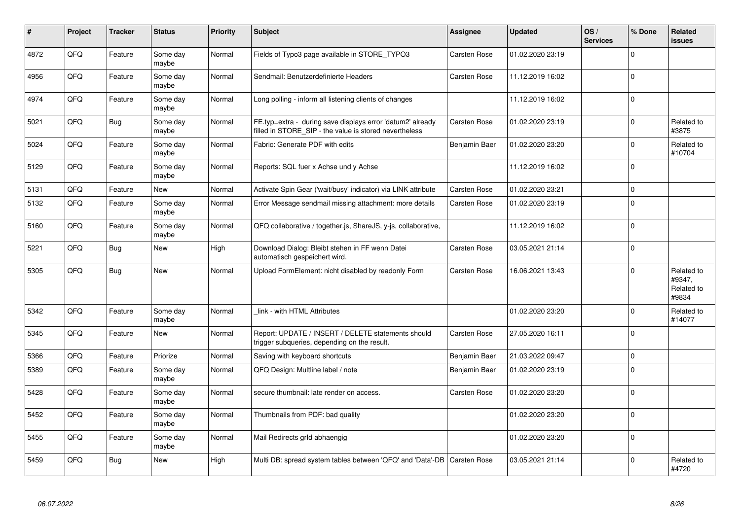| # | Project | Tracker | Status | Priority | Subject | Assignee | Updated | OS / Services | % Done | Related issues |
|---|---|---|---|---|---|---|---|---|---|---|
| 4872 | QFQ | Feature | Some day maybe | Normal | Fields of Typo3 page available in STORE_TYPO3 | Carsten Rose | 01.02.2020 23:19 | | 0 | |
| 4956 | QFQ | Feature | Some day maybe | Normal | Sendmail: Benutzerdefinierte Headers | Carsten Rose | 11.12.2019 16:02 | | 0 | |
| 4974 | QFQ | Feature | Some day maybe | Normal | Long polling - inform all listening clients of changes | | 11.12.2019 16:02 | | 0 | |
| 5021 | QFQ | Bug | Some day maybe | Normal | FE.typ=extra - during save displays error 'datum2' already filled in STORE_SIP - the value is stored nevertheless | Carsten Rose | 01.02.2020 23:19 | | 0 | Related to #3875 |
| 5024 | QFQ | Feature | Some day maybe | Normal | Fabric: Generate PDF with edits | Benjamin Baer | 01.02.2020 23:20 | | 0 | Related to #10704 |
| 5129 | QFQ | Feature | Some day maybe | Normal | Reports: SQL fuer x Achse und y Achse | | 11.12.2019 16:02 | | 0 | |
| 5131 | QFQ | Feature | New | Normal | Activate Spin Gear ('wait/busy' indicator) via LINK attribute | Carsten Rose | 01.02.2020 23:21 | | 0 | |
| 5132 | QFQ | Feature | Some day maybe | Normal | Error Message sendmail missing attachment: more details | Carsten Rose | 01.02.2020 23:19 | | 0 | |
| 5160 | QFQ | Feature | Some day maybe | Normal | QFQ collaborative / together.js, ShareJS, y-js, collaborative, | | 11.12.2019 16:02 | | 0 | |
| 5221 | QFQ | Bug | New | High | Download Dialog: Bleibt stehen in FF wenn Datei automatisch gespeichert wird. | Carsten Rose | 03.05.2021 21:14 | | 0 | |
| 5305 | QFQ | Bug | New | Normal | Upload FormElement: nicht disabled by readonly Form | Carsten Rose | 16.06.2021 13:43 | | 0 | Related to #9347, Related to #9834 |
| 5342 | QFQ | Feature | Some day maybe | Normal | _link - with HTML Attributes | | 01.02.2020 23:20 | | 0 | Related to #14077 |
| 5345 | QFQ | Feature | New | Normal | Report: UPDATE / INSERT / DELETE statements should trigger subqueries, depending on the result. | Carsten Rose | 27.05.2020 16:11 | | 0 | |
| 5366 | QFQ | Feature | Priorize | Normal | Saving with keyboard shortcuts | Benjamin Baer | 21.03.2022 09:47 | | 0 | |
| 5389 | QFQ | Feature | Some day maybe | Normal | QFQ Design: Multline label / note | Benjamin Baer | 01.02.2020 23:19 | | 0 | |
| 5428 | QFQ | Feature | Some day maybe | Normal | secure thumbnail: late render on access. | Carsten Rose | 01.02.2020 23:20 | | 0 | |
| 5452 | QFQ | Feature | Some day maybe | Normal | Thumbnails from PDF: bad quality | | 01.02.2020 23:20 | | 0 | |
| 5455 | QFQ | Feature | Some day maybe | Normal | Mail Redirects grId abhaengig | | 01.02.2020 23:20 | | 0 | |
| 5459 | QFQ | Bug | New | High | Multi DB: spread system tables between 'QFQ' and 'Data'-DB | Carsten Rose | 03.05.2021 21:14 | | 0 | Related to #4720 |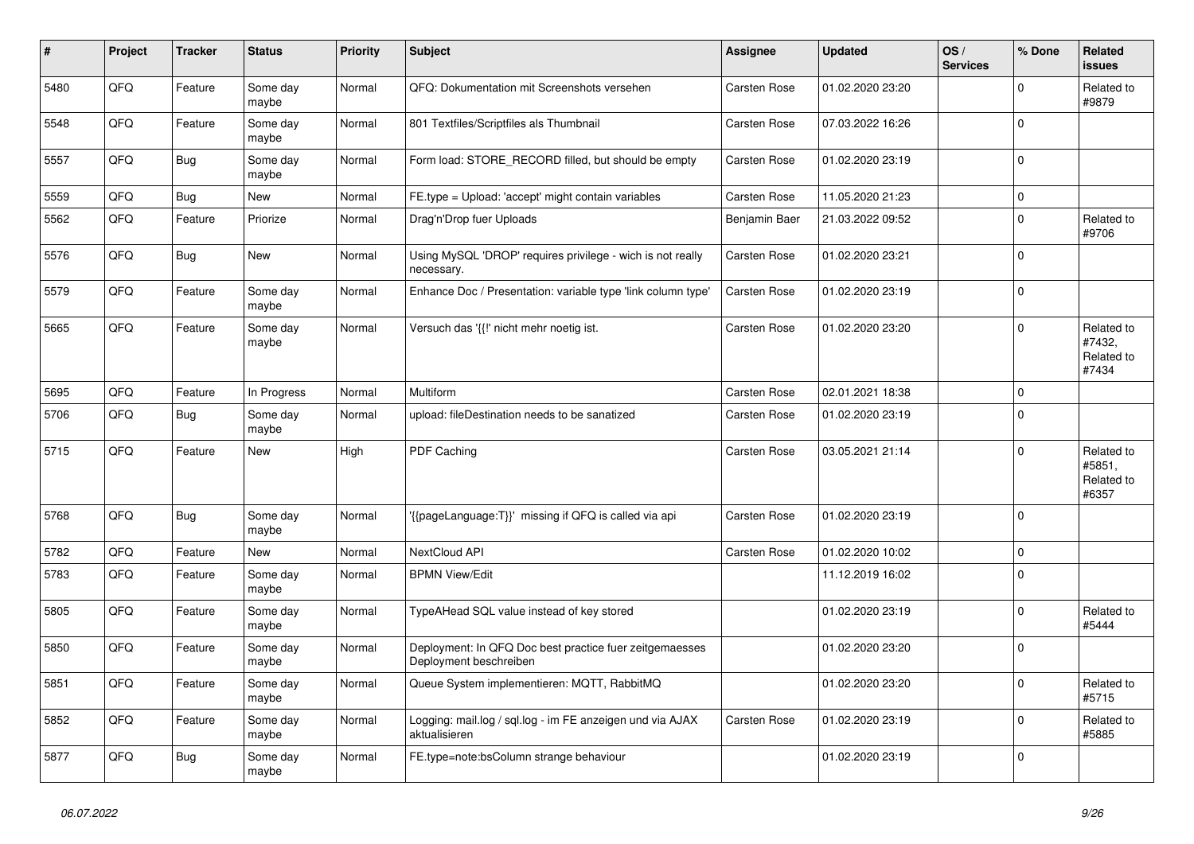| # | Project | Tracker | Status | Priority | Subject | Assignee | Updated | OS / Services | % Done | Related issues |
|---|---|---|---|---|---|---|---|---|---|---|
| 5480 | QFQ | Feature | Some day maybe | Normal | QFQ: Dokumentation mit Screenshots versehen | Carsten Rose | 01.02.2020 23:20 | | 0 | Related to #9879 |
| 5548 | QFQ | Feature | Some day maybe | Normal | 801 Textfiles/Scriptfiles als Thumbnail | Carsten Rose | 07.03.2022 16:26 | | 0 | |
| 5557 | QFQ | Bug | Some day maybe | Normal | Form load: STORE_RECORD filled, but should be empty | Carsten Rose | 01.02.2020 23:19 | | 0 | |
| 5559 | QFQ | Bug | New | Normal | FE.type = Upload: 'accept' might contain variables | Carsten Rose | 11.05.2020 21:23 | | 0 | |
| 5562 | QFQ | Feature | Priorize | Normal | Drag'n'Drop fuer Uploads | Benjamin Baer | 21.03.2022 09:52 | | 0 | Related to #9706 |
| 5576 | QFQ | Bug | New | Normal | Using MySQL 'DROP' requires privilege - wich is not really necessary. | Carsten Rose | 01.02.2020 23:21 | | 0 | |
| 5579 | QFQ | Feature | Some day maybe | Normal | Enhance Doc / Presentation: variable type 'link column type' | Carsten Rose | 01.02.2020 23:19 | | 0 | |
| 5665 | QFQ | Feature | Some day maybe | Normal | Versuch das '{{!' nicht mehr noetig ist. | Carsten Rose | 01.02.2020 23:20 | | 0 | Related to #7432, Related to #7434 |
| 5695 | QFQ | Feature | In Progress | Normal | Multiform | Carsten Rose | 02.01.2021 18:38 | | 0 | |
| 5706 | QFQ | Bug | Some day maybe | Normal | upload: fileDestination needs to be sanatized | Carsten Rose | 01.02.2020 23:19 | | 0 | |
| 5715 | QFQ | Feature | New | High | PDF Caching | Carsten Rose | 03.05.2021 21:14 | | 0 | Related to #5851, Related to #6357 |
| 5768 | QFQ | Bug | Some day maybe | Normal | '{{pageLanguage:T}}' missing if QFQ is called via api | Carsten Rose | 01.02.2020 23:19 | | 0 | |
| 5782 | QFQ | Feature | New | Normal | NextCloud API | Carsten Rose | 01.02.2020 10:02 | | 0 | |
| 5783 | QFQ | Feature | Some day maybe | Normal | BPMN View/Edit | | 11.12.2019 16:02 | | 0 | |
| 5805 | QFQ | Feature | Some day maybe | Normal | TypeAHead SQL value instead of key stored | | 01.02.2020 23:19 | | 0 | Related to #5444 |
| 5850 | QFQ | Feature | Some day maybe | Normal | Deployment: In QFQ Doc best practice fuer zeitgemaesses Deployment beschreiben | | 01.02.2020 23:20 | | 0 | |
| 5851 | QFQ | Feature | Some day maybe | Normal | Queue System implementieren: MQTT, RabbitMQ | | 01.02.2020 23:20 | | 0 | Related to #5715 |
| 5852 | QFQ | Feature | Some day maybe | Normal | Logging: mail.log / sql.log - im FE anzeigen und via AJAX aktualisieren | Carsten Rose | 01.02.2020 23:19 | | 0 | Related to #5885 |
| 5877 | QFQ | Bug | Some day maybe | Normal | FE.type=note:bsColumn strange behaviour | | 01.02.2020 23:19 | | 0 | |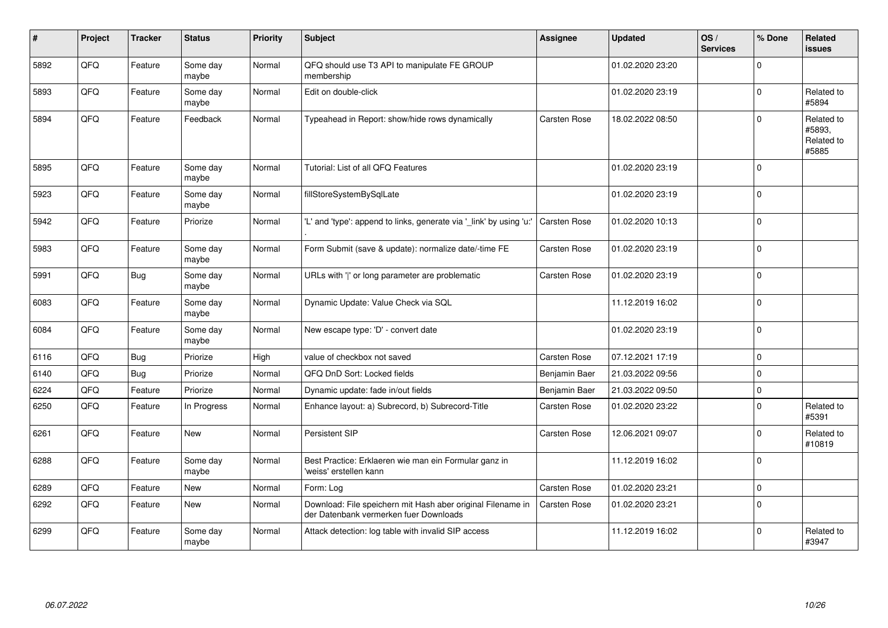| # | Project | Tracker | Status | Priority | Subject | Assignee | Updated | OS / Services | % Done | Related issues |
|---|---|---|---|---|---|---|---|---|---|---|
| 5892 | QFQ | Feature | Some day maybe | Normal | QFQ should use T3 API to manipulate FE GROUP membership | | 01.02.2020 23:20 | | 0 | |
| 5893 | QFQ | Feature | Some day maybe | Normal | Edit on double-click | | 01.02.2020 23:19 | | 0 | Related to #5894 |
| 5894 | QFQ | Feature | Feedback | Normal | Typeahead in Report: show/hide rows dynamically | Carsten Rose | 18.02.2022 08:50 | | 0 | Related to #5893, Related to #5885 |
| 5895 | QFQ | Feature | Some day maybe | Normal | Tutorial: List of all QFQ Features | | 01.02.2020 23:19 | | 0 | |
| 5923 | QFQ | Feature | Some day maybe | Normal | fillStoreSystemBySqlLate | | 01.02.2020 23:19 | | 0 | |
| 5942 | QFQ | Feature | Priorize | Normal | 'L' and 'type': append to links, generate via '_link' by using 'u:' . | Carsten Rose | 01.02.2020 10:13 | | 0 | |
| 5983 | QFQ | Feature | Some day maybe | Normal | Form Submit (save & update): normalize date/-time FE | Carsten Rose | 01.02.2020 23:19 | | 0 | |
| 5991 | QFQ | Bug | Some day maybe | Normal | URLs with ' ' or long parameter are problematic | Carsten Rose | 01.02.2020 23:19 | | 0 | |
| 6083 | QFQ | Feature | Some day maybe | Normal | Dynamic Update: Value Check via SQL | | 11.12.2019 16:02 | | 0 | |
| 6084 | QFQ | Feature | Some day maybe | Normal | New escape type: 'D' - convert date | | 01.02.2020 23:19 | | 0 | |
| 6116 | QFQ | Bug | Priorize | High | value of checkbox not saved | Carsten Rose | 07.12.2021 17:19 | | 0 | |
| 6140 | QFQ | Bug | Priorize | Normal | QFQ DnD Sort: Locked fields | Benjamin Baer | 21.03.2022 09:56 | | 0 | |
| 6224 | QFQ | Feature | Priorize | Normal | Dynamic update: fade in/out fields | Benjamin Baer | 21.03.2022 09:50 | | 0 | |
| 6250 | QFQ | Feature | In Progress | Normal | Enhance layout: a) Subrecord, b) Subrecord-Title | Carsten Rose | 01.02.2020 23:22 | | 0 | Related to #5391 |
| 6261 | QFQ | Feature | New | Normal | Persistent SIP | Carsten Rose | 12.06.2021 09:07 | | 0 | Related to #10819 |
| 6288 | QFQ | Feature | Some day maybe | Normal | Best Practice: Erklaeren wie man ein Formular ganz in 'weiss' erstellen kann | | 11.12.2019 16:02 | | 0 | |
| 6289 | QFQ | Feature | New | Normal | Form: Log | Carsten Rose | 01.02.2020 23:21 | | 0 | |
| 6292 | QFQ | Feature | New | Normal | Download: File speichern mit Hash aber original Filename in der Datenbank vermerken fuer Downloads | Carsten Rose | 01.02.2020 23:21 | | 0 | |
| 6299 | QFQ | Feature | Some day maybe | Normal | Attack detection: log table with invalid SIP access | | 11.12.2019 16:02 | | 0 | Related to #3947 |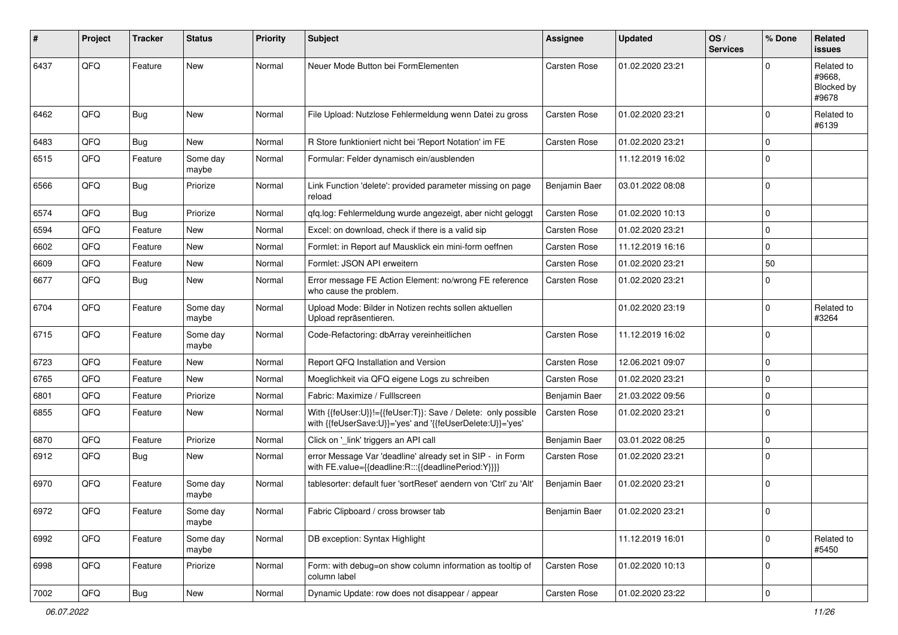| # | Project | Tracker | Status | Priority | Subject | Assignee | Updated | OS / Services | % Done | Related issues |
|---|---|---|---|---|---|---|---|---|---|---|
| 6437 | QFQ | Feature | New | Normal | Neuer Mode Button bei FormElementen | Carsten Rose | 01.02.2020 23:21 | | 0 | Related to #9668, Blocked by #9678 |
| 6462 | QFQ | Bug | New | Normal | File Upload: Nutzlose Fehlermeldung wenn Datei zu gross | Carsten Rose | 01.02.2020 23:21 | | 0 | Related to #6139 |
| 6483 | QFQ | Bug | New | Normal | R Store funktioniert nicht bei 'Report Notation' im FE | Carsten Rose | 01.02.2020 23:21 | | 0 | |
| 6515 | QFQ | Feature | Some day maybe | Normal | Formular: Felder dynamisch ein/ausblenden | | 11.12.2019 16:02 | | 0 | |
| 6566 | QFQ | Bug | Priorize | Normal | Link Function 'delete': provided parameter missing on page reload | Benjamin Baer | 03.01.2022 08:08 | | 0 | |
| 6574 | QFQ | Bug | Priorize | Normal | qfq.log: Fehlermeldung wurde angezeigt, aber nicht geloggt | Carsten Rose | 01.02.2020 10:13 | | 0 | |
| 6594 | QFQ | Feature | New | Normal | Excel: on download, check if there is a valid sip | Carsten Rose | 01.02.2020 23:21 | | 0 | |
| 6602 | QFQ | Feature | New | Normal | Formlet: in Report auf Mausklick ein mini-form oeffnen | Carsten Rose | 11.12.2019 16:16 | | 0 | |
| 6609 | QFQ | Feature | New | Normal | Formlet: JSON API erweitern | Carsten Rose | 01.02.2020 23:21 | | 50 | |
| 6677 | QFQ | Bug | New | Normal | Error message FE Action Element: no/wrong FE reference who cause the problem. | Carsten Rose | 01.02.2020 23:21 | | 0 | |
| 6704 | QFQ | Feature | Some day maybe | Normal | Upload Mode: Bilder in Notizen rechts sollen aktuellen Upload repräsentieren. | | 01.02.2020 23:19 | | 0 | Related to #3264 |
| 6715 | QFQ | Feature | Some day maybe | Normal | Code-Refactoring: dbArray vereinheitlichen | Carsten Rose | 11.12.2019 16:02 | | 0 | |
| 6723 | QFQ | Feature | New | Normal | Report QFQ Installation and Version | Carsten Rose | 12.06.2021 09:07 | | 0 | |
| 6765 | QFQ | Feature | New | Normal | Moeglichkeit via QFQ eigene Logs zu schreiben | Carsten Rose | 01.02.2020 23:21 | | 0 | |
| 6801 | QFQ | Feature | Priorize | Normal | Fabric: Maximize / FullIscreen | Benjamin Baer | 21.03.2022 09:56 | | 0 | |
| 6855 | QFQ | Feature | New | Normal | With {{feUser:U}}!={{feUser:T}}: Save / Delete: only possible with {{feUserSave:U}}='yes' and '{{feUserDelete:U}}='yes' | Carsten Rose | 01.02.2020 23:21 | | 0 | |
| 6870 | QFQ | Feature | Priorize | Normal | Click on '_link' triggers an API call | Benjamin Baer | 03.01.2022 08:25 | | 0 | |
| 6912 | QFQ | Bug | New | Normal | error Message Var 'deadline' already set in SIP - in Form with FE.value={{deadline:R:::{{deadlinePeriod:Y}}}} | Carsten Rose | 01.02.2020 23:21 | | 0 | |
| 6970 | QFQ | Feature | Some day maybe | Normal | tablesorter: default fuer 'sortReset' aendern von 'Ctrl' zu 'Alt' | Benjamin Baer | 01.02.2020 23:21 | | 0 | |
| 6972 | QFQ | Feature | Some day maybe | Normal | Fabric Clipboard / cross browser tab | Benjamin Baer | 01.02.2020 23:21 | | 0 | |
| 6992 | QFQ | Feature | Some day maybe | Normal | DB exception: Syntax Highlight | | 11.12.2019 16:01 | | 0 | Related to #5450 |
| 6998 | QFQ | Feature | Priorize | Normal | Form: with debug=on show column information as tooltip of column label | Carsten Rose | 01.02.2020 10:13 | | 0 | |
| 7002 | QFQ | Bug | New | Normal | Dynamic Update: row does not disappear / appear | Carsten Rose | 01.02.2020 23:22 | | 0 | |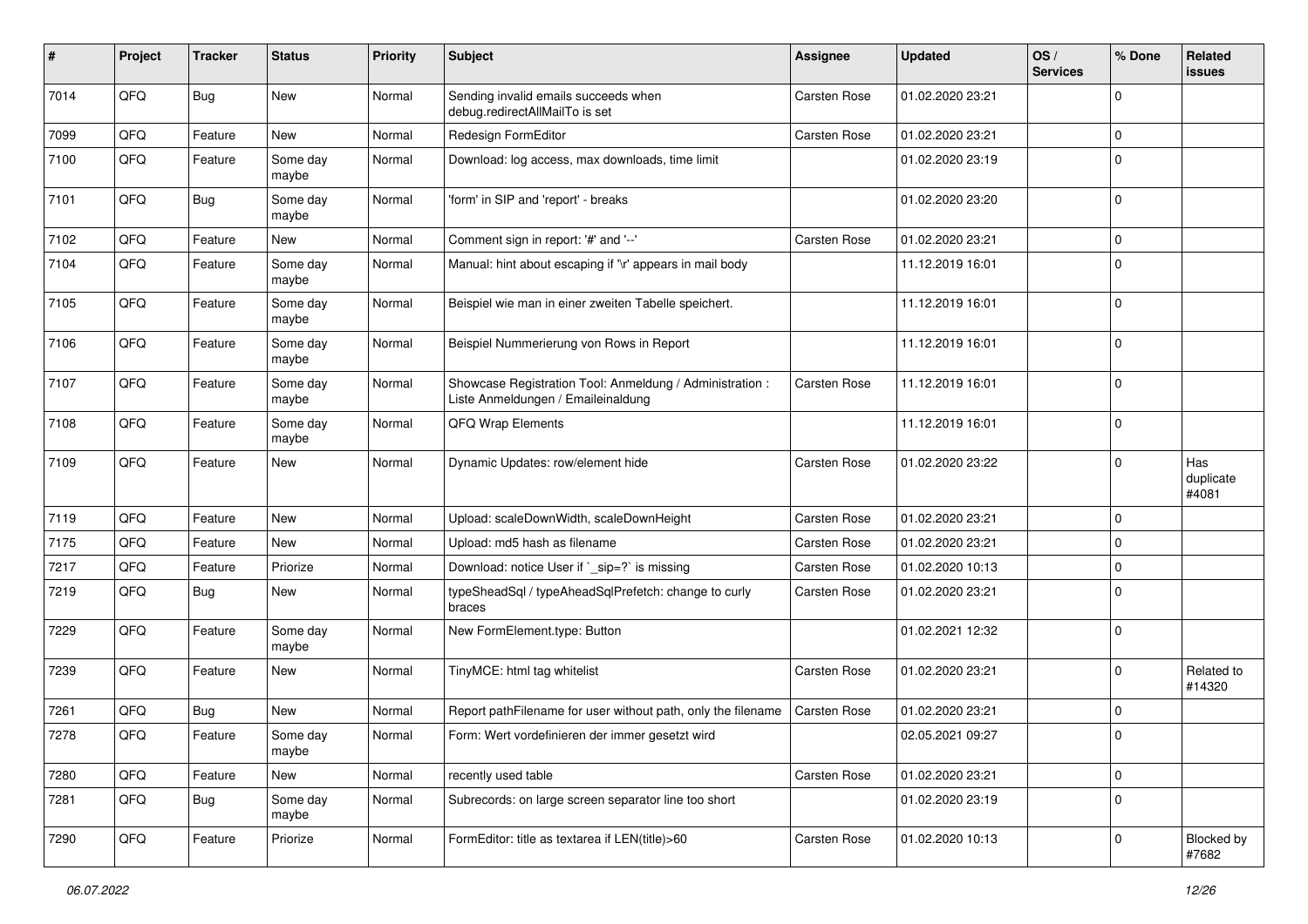| # | Project | Tracker | Status | Priority | Subject | Assignee | Updated | OS / Services | % Done | Related issues |
|---|---|---|---|---|---|---|---|---|---|---|
| 7014 | QFQ | Bug | New | Normal | Sending invalid emails succeeds when debug.redirectAllMailTo is set | Carsten Rose | 01.02.2020 23:21 | | 0 | |
| 7099 | QFQ | Feature | New | Normal | Redesign FormEditor | Carsten Rose | 01.02.2020 23:21 | | 0 | |
| 7100 | QFQ | Feature | Some day maybe | Normal | Download: log access, max downloads, time limit | | 01.02.2020 23:19 | | 0 | |
| 7101 | QFQ | Bug | Some day maybe | Normal | 'form' in SIP and 'report' - breaks | | 01.02.2020 23:20 | | 0 | |
| 7102 | QFQ | Feature | New | Normal | Comment sign in report: '#' and '--' | Carsten Rose | 01.02.2020 23:21 | | 0 | |
| 7104 | QFQ | Feature | Some day maybe | Normal | Manual: hint about escaping if '\r' appears in mail body | | 11.12.2019 16:01 | | 0 | |
| 7105 | QFQ | Feature | Some day maybe | Normal | Beispiel wie man in einer zweiten Tabelle speichert. | | 11.12.2019 16:01 | | 0 | |
| 7106 | QFQ | Feature | Some day maybe | Normal | Beispiel Nummerierung von Rows in Report | | 11.12.2019 16:01 | | 0 | |
| 7107 | QFQ | Feature | Some day maybe | Normal | Showcase Registration Tool: Anmeldung / Administration : Liste Anmeldungen / Emaileinaldung | Carsten Rose | 11.12.2019 16:01 | | 0 | |
| 7108 | QFQ | Feature | Some day maybe | Normal | QFQ Wrap Elements | | 11.12.2019 16:01 | | 0 | |
| 7109 | QFQ | Feature | New | Normal | Dynamic Updates: row/element hide | Carsten Rose | 01.02.2020 23:22 | | 0 | Has duplicate #4081 |
| 7119 | QFQ | Feature | New | Normal | Upload: scaleDownWidth, scaleDownHeight | Carsten Rose | 01.02.2020 23:21 | | 0 | |
| 7175 | QFQ | Feature | New | Normal | Upload: md5 hash as filename | Carsten Rose | 01.02.2020 23:21 | | 0 | |
| 7217 | QFQ | Feature | Priorize | Normal | Download: notice User if `_sip=?` is missing | Carsten Rose | 01.02.2020 10:13 | | 0 | |
| 7219 | QFQ | Bug | New | Normal | typeSheadSql / typeAheadSqlPrefetch: change to curly braces | Carsten Rose | 01.02.2020 23:21 | | 0 | |
| 7229 | QFQ | Feature | Some day maybe | Normal | New FormElement.type: Button | | 01.02.2021 12:32 | | 0 | |
| 7239 | QFQ | Feature | New | Normal | TinyMCE: html tag whitelist | Carsten Rose | 01.02.2020 23:21 | | 0 | Related to #14320 |
| 7261 | QFQ | Bug | New | Normal | Report pathFilename for user without path, only the filename | Carsten Rose | 01.02.2020 23:21 | | 0 | |
| 7278 | QFQ | Feature | Some day maybe | Normal | Form: Wert vordefinieren der immer gesetzt wird | | 02.05.2021 09:27 | | 0 | |
| 7280 | QFQ | Feature | New | Normal | recently used table | Carsten Rose | 01.02.2020 23:21 | | 0 | |
| 7281 | QFQ | Bug | Some day maybe | Normal | Subrecords: on large screen separator line too short | | 01.02.2020 23:19 | | 0 | |
| 7290 | QFQ | Feature | Priorize | Normal | FormEditor: title as textarea if LEN(title)>60 | Carsten Rose | 01.02.2020 10:13 | | 0 | Blocked by #7682 |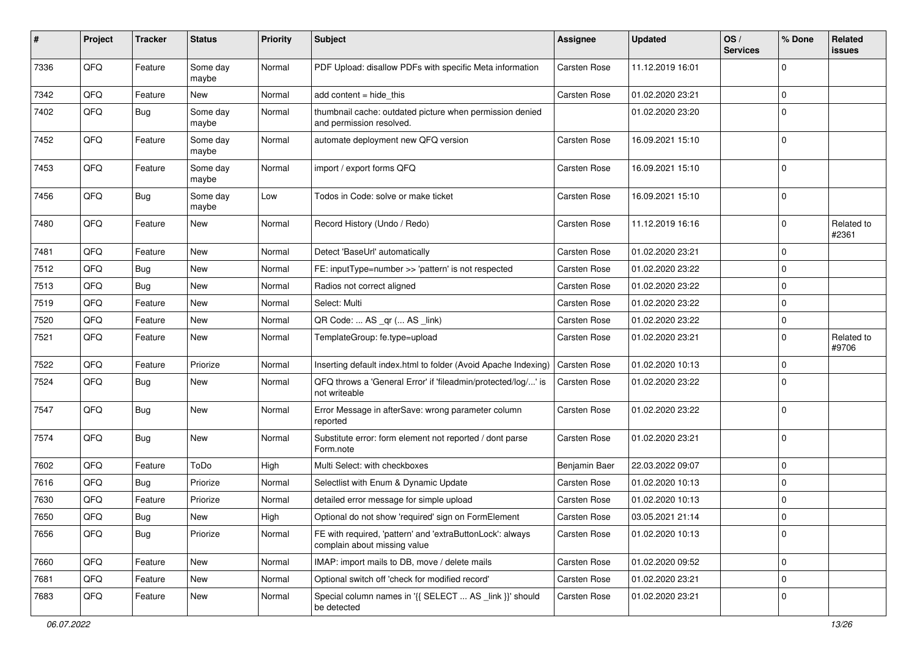| # | Project | Tracker | Status | Priority | Subject | Assignee | Updated | OS / Services | % Done | Related issues |
|---|---|---|---|---|---|---|---|---|---|---|
| 7336 | QFQ | Feature | Some day maybe | Normal | PDF Upload: disallow PDFs with specific Meta information | Carsten Rose | 11.12.2019 16:01 | | 0 | |
| 7342 | QFQ | Feature | New | Normal | add content = hide_this | Carsten Rose | 01.02.2020 23:21 | | 0 | |
| 7402 | QFQ | Bug | Some day maybe | Normal | thumbnail cache: outdated picture when permission denied and permission resolved. | | 01.02.2020 23:20 | | 0 | |
| 7452 | QFQ | Feature | Some day maybe | Normal | automate deployment new QFQ version | Carsten Rose | 16.09.2021 15:10 | | 0 | |
| 7453 | QFQ | Feature | Some day maybe | Normal | import / export forms QFQ | Carsten Rose | 16.09.2021 15:10 | | 0 | |
| 7456 | QFQ | Bug | Some day maybe | Low | Todos in Code: solve or make ticket | Carsten Rose | 16.09.2021 15:10 | | 0 | |
| 7480 | QFQ | Feature | New | Normal | Record History (Undo / Redo) | Carsten Rose | 11.12.2019 16:16 | | 0 | Related to #2361 |
| 7481 | QFQ | Feature | New | Normal | Detect 'BaseUrl' automatically | Carsten Rose | 01.02.2020 23:21 | | 0 | |
| 7512 | QFQ | Bug | New | Normal | FE: inputType=number >> 'pattern' is not respected | Carsten Rose | 01.02.2020 23:22 | | 0 | |
| 7513 | QFQ | Bug | New | Normal | Radios not correct aligned | Carsten Rose | 01.02.2020 23:22 | | 0 | |
| 7519 | QFQ | Feature | New | Normal | Select: Multi | Carsten Rose | 01.02.2020 23:22 | | 0 | |
| 7520 | QFQ | Feature | New | Normal | QR Code: ... AS _qr (... AS _link) | Carsten Rose | 01.02.2020 23:22 | | 0 | |
| 7521 | QFQ | Feature | New | Normal | TemplateGroup: fe.type=upload | Carsten Rose | 01.02.2020 23:21 | | 0 | Related to #9706 |
| 7522 | QFQ | Feature | Priorize | Normal | Inserting default index.html to folder (Avoid Apache Indexing) | Carsten Rose | 01.02.2020 10:13 | | 0 | |
| 7524 | QFQ | Bug | New | Normal | QFQ throws a 'General Error' if 'fileadmin/protected/log/...' is not writeable | Carsten Rose | 01.02.2020 23:22 | | 0 | |
| 7547 | QFQ | Bug | New | Normal | Error Message in afterSave: wrong parameter column reported | Carsten Rose | 01.02.2020 23:22 | | 0 | |
| 7574 | QFQ | Bug | New | Normal | Substitute error: form element not reported / dont parse Form.note | Carsten Rose | 01.02.2020 23:21 | | 0 | |
| 7602 | QFQ | Feature | ToDo | High | Multi Select: with checkboxes | Benjamin Baer | 22.03.2022 09:07 | | 0 | |
| 7616 | QFQ | Bug | Priorize | Normal | Selectlist with Enum & Dynamic Update | Carsten Rose | 01.02.2020 10:13 | | 0 | |
| 7630 | QFQ | Feature | Priorize | Normal | detailed error message for simple upload | Carsten Rose | 01.02.2020 10:13 | | 0 | |
| 7650 | QFQ | Bug | New | High | Optional do not show 'required' sign on FormElement | Carsten Rose | 03.05.2021 21:14 | | 0 | |
| 7656 | QFQ | Bug | Priorize | Normal | FE with required, 'pattern' and 'extraButtonLock': always complain about missing value | Carsten Rose | 01.02.2020 10:13 | | 0 | |
| 7660 | QFQ | Feature | New | Normal | IMAP: import mails to DB, move / delete mails | Carsten Rose | 01.02.2020 09:52 | | 0 | |
| 7681 | QFQ | Feature | New | Normal | Optional switch off 'check for modified record' | Carsten Rose | 01.02.2020 23:21 | | 0 | |
| 7683 | QFQ | Feature | New | Normal | Special column names in '{{ SELECT ... AS _link }}' should be detected | Carsten Rose | 01.02.2020 23:21 | | 0 | |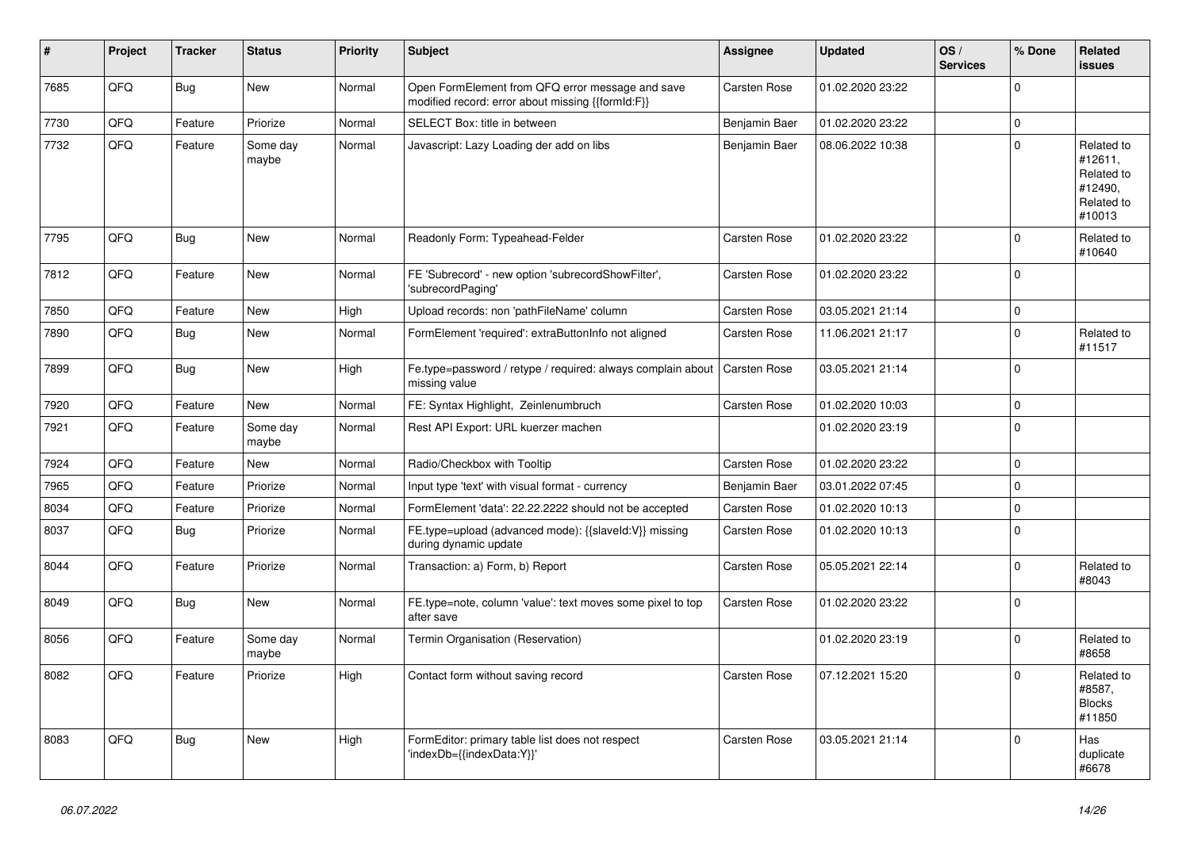| # | Project | Tracker | Status | Priority | Subject | Assignee | Updated | OS / Services | % Done | Related issues |
|---|---|---|---|---|---|---|---|---|---|---|
| 7685 | QFQ | Bug | New | Normal | Open FormElement from QFQ error message and save modified record: error about missing {{formId:F}} | Carsten Rose | 01.02.2020 23:22 | | 0 | |
| 7730 | QFQ | Feature | Priorize | Normal | SELECT Box: title in between | Benjamin Baer | 01.02.2020 23:22 | | 0 | |
| 7732 | QFQ | Feature | Some day maybe | Normal | Javascript: Lazy Loading der add on libs | Benjamin Baer | 08.06.2022 10:38 | | 0 | Related to #12611, Related to #12490, Related to #10013 |
| 7795 | QFQ | Bug | New | Normal | Readonly Form: Typeahead-Felder | Carsten Rose | 01.02.2020 23:22 | | 0 | Related to #10640 |
| 7812 | QFQ | Feature | New | Normal | FE 'Subrecord' - new option 'subrecordShowFilter', 'subrecordPaging' | Carsten Rose | 01.02.2020 23:22 | | 0 | |
| 7850 | QFQ | Feature | New | High | Upload records: non 'pathFileName' column | Carsten Rose | 03.05.2021 21:14 | | 0 | |
| 7890 | QFQ | Bug | New | Normal | FormElement 'required': extraButtonInfo not aligned | Carsten Rose | 11.06.2021 21:17 | | 0 | Related to #11517 |
| 7899 | QFQ | Bug | New | High | Fe.type=password / retype / required: always complain about missing value | Carsten Rose | 03.05.2021 21:14 | | 0 | |
| 7920 | QFQ | Feature | New | Normal | FE: Syntax Highlight, Zeinlenumbruch | Carsten Rose | 01.02.2020 10:03 | | 0 | |
| 7921 | QFQ | Feature | Some day maybe | Normal | Rest API Export: URL kuerzer machen | | 01.02.2020 23:19 | | 0 | |
| 7924 | QFQ | Feature | New | Normal | Radio/Checkbox with Tooltip | Carsten Rose | 01.02.2020 23:22 | | 0 | |
| 7965 | QFQ | Feature | Priorize | Normal | Input type 'text' with visual format - currency | Benjamin Baer | 03.01.2022 07:45 | | 0 | |
| 8034 | QFQ | Feature | Priorize | Normal | FormElement 'data': 22.22.2222 should not be accepted | Carsten Rose | 01.02.2020 10:13 | | 0 | |
| 8037 | QFQ | Bug | Priorize | Normal | FE.type=upload (advanced mode): {{slaveId:V}} missing during dynamic update | Carsten Rose | 01.02.2020 10:13 | | 0 | |
| 8044 | QFQ | Feature | Priorize | Normal | Transaction: a) Form, b) Report | Carsten Rose | 05.05.2021 22:14 | | 0 | Related to #8043 |
| 8049 | QFQ | Bug | New | Normal | FE.type=note, column 'value': text moves some pixel to top after save | Carsten Rose | 01.02.2020 23:22 | | 0 | |
| 8056 | QFQ | Feature | Some day maybe | Normal | Termin Organisation (Reservation) | | 01.02.2020 23:19 | | 0 | Related to #8658 |
| 8082 | QFQ | Feature | Priorize | High | Contact form without saving record | Carsten Rose | 07.12.2021 15:20 | | 0 | Related to #8587, Blocks #11850 |
| 8083 | QFQ | Bug | New | High | FormEditor: primary table list does not respect 'indexDb={{indexData:Y}}' | Carsten Rose | 03.05.2021 21:14 | | 0 | Has duplicate #6678 |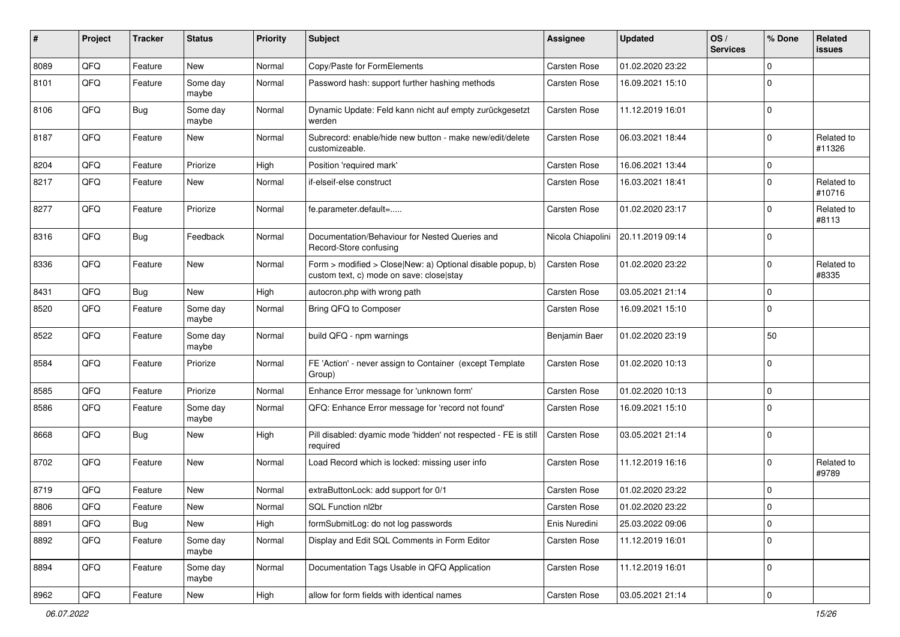| # | Project | Tracker | Status | Priority | Subject | Assignee | Updated | OS / Services | % Done | Related issues |
|---|---|---|---|---|---|---|---|---|---|---|
| 8089 | QFQ | Feature | New | Normal | Copy/Paste for FormElements | Carsten Rose | 01.02.2020 23:22 | | 0 | |
| 8101 | QFQ | Feature | Some day maybe | Normal | Password hash: support further hashing methods | Carsten Rose | 16.09.2021 15:10 | | 0 | |
| 8106 | QFQ | Bug | Some day maybe | Normal | Dynamic Update: Feld kann nicht auf empty zurückgesetzt werden | Carsten Rose | 11.12.2019 16:01 | | 0 | |
| 8187 | QFQ | Feature | New | Normal | Subrecord: enable/hide new button - make new/edit/delete customizeable. | Carsten Rose | 06.03.2021 18:44 | | 0 | Related to #11326 |
| 8204 | QFQ | Feature | Priorize | High | Position 'required mark' | Carsten Rose | 16.06.2021 13:44 | | 0 | |
| 8217 | QFQ | Feature | New | Normal | if-elseif-else construct | Carsten Rose | 16.03.2021 18:41 | | 0 | Related to #10716 |
| 8277 | QFQ | Feature | Priorize | Normal | fe.parameter.default=..... | Carsten Rose | 01.02.2020 23:17 | | 0 | Related to #8113 |
| 8316 | QFQ | Bug | Feedback | Normal | Documentation/Behaviour for Nested Queries and Record-Store confusing | Nicola Chiapolini | 20.11.2019 09:14 | | 0 | |
| 8336 | QFQ | Feature | New | Normal | Form > modified > Close\|New: a) Optional disable popup, b) custom text, c) mode on save: close\|stay | Carsten Rose | 01.02.2020 23:22 | | 0 | Related to #8335 |
| 8431 | QFQ | Bug | New | High | autocron.php with wrong path | Carsten Rose | 03.05.2021 21:14 | | 0 | |
| 8520 | QFQ | Feature | Some day maybe | Normal | Bring QFQ to Composer | Carsten Rose | 16.09.2021 15:10 | | 0 | |
| 8522 | QFQ | Feature | Some day maybe | Normal | build QFQ - npm warnings | Benjamin Baer | 01.02.2020 23:19 | | 50 | |
| 8584 | QFQ | Feature | Priorize | Normal | FE 'Action' - never assign to Container (except Template Group) | Carsten Rose | 01.02.2020 10:13 | | 0 | |
| 8585 | QFQ | Feature | Priorize | Normal | Enhance Error message for 'unknown form' | Carsten Rose | 01.02.2020 10:13 | | 0 | |
| 8586 | QFQ | Feature | Some day maybe | Normal | QFQ: Enhance Error message for 'record not found' | Carsten Rose | 16.09.2021 15:10 | | 0 | |
| 8668 | QFQ | Bug | New | High | Pill disabled: dyamic mode 'hidden' not respected - FE is still required | Carsten Rose | 03.05.2021 21:14 | | 0 | |
| 8702 | QFQ | Feature | New | Normal | Load Record which is locked: missing user info | Carsten Rose | 11.12.2019 16:16 | | 0 | Related to #9789 |
| 8719 | QFQ | Feature | New | Normal | extraButtonLock: add support for 0/1 | Carsten Rose | 01.02.2020 23:22 | | 0 | |
| 8806 | QFQ | Feature | New | Normal | SQL Function nl2br | Carsten Rose | 01.02.2020 23:22 | | 0 | |
| 8891 | QFQ | Bug | New | High | formSubmitLog: do not log passwords | Enis Nuredini | 25.03.2022 09:06 | | 0 | |
| 8892 | QFQ | Feature | Some day maybe | Normal | Display and Edit SQL Comments in Form Editor | Carsten Rose | 11.12.2019 16:01 | | 0 | |
| 8894 | QFQ | Feature | Some day maybe | Normal | Documentation Tags Usable in QFQ Application | Carsten Rose | 11.12.2019 16:01 | | 0 | |
| 8962 | QFQ | Feature | New | High | allow for form fields with identical names | Carsten Rose | 03.05.2021 21:14 | | 0 | |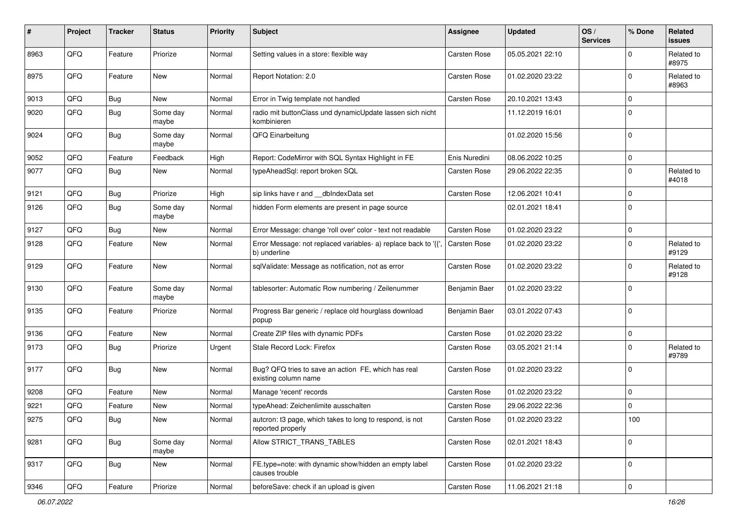| # | Project | Tracker | Status | Priority | Subject | Assignee | Updated | OS / Services | % Done | Related issues |
|---|---|---|---|---|---|---|---|---|---|---|
| 8963 | QFQ | Feature | Priorize | Normal | Setting values in a store: flexible way | Carsten Rose | 05.05.2021 22:10 | | 0 | Related to #8975 |
| 8975 | QFQ | Feature | New | Normal | Report Notation: 2.0 | Carsten Rose | 01.02.2020 23:22 | | 0 | Related to #8963 |
| 9013 | QFQ | Bug | New | Normal | Error in Twig template not handled | Carsten Rose | 20.10.2021 13:43 | | 0 | |
| 9020 | QFQ | Bug | Some day maybe | Normal | radio mit buttonClass und dynamicUpdate lassen sich nicht kombinieren | | 11.12.2019 16:01 | | 0 | |
| 9024 | QFQ | Bug | Some day maybe | Normal | QFQ Einarbeitung | | 01.02.2020 15:56 | | 0 | |
| 9052 | QFQ | Feature | Feedback | High | Report: CodeMirror with SQL Syntax Highlight in FE | Enis Nuredini | 08.06.2022 10:25 | | 0 | |
| 9077 | QFQ | Bug | New | Normal | typeAheadSql: report broken SQL | Carsten Rose | 29.06.2022 22:35 | | 0 | Related to #4018 |
| 9121 | QFQ | Bug | Priorize | High | sip links have r and __dbIndexData set | Carsten Rose | 12.06.2021 10:41 | | 0 | |
| 9126 | QFQ | Bug | Some day maybe | Normal | hidden Form elements are present in page source | | 02.01.2021 18:41 | | 0 | |
| 9127 | QFQ | Bug | New | Normal | Error Message: change 'roll over' color - text not readable | Carsten Rose | 01.02.2020 23:22 | | 0 | |
| 9128 | QFQ | Feature | New | Normal | Error Message: not replaced variables- a) replace back to '{{', b) underline | Carsten Rose | 01.02.2020 23:22 | | 0 | Related to #9129 |
| 9129 | QFQ | Feature | New | Normal | sqlValidate: Message as notification, not as error | Carsten Rose | 01.02.2020 23:22 | | 0 | Related to #9128 |
| 9130 | QFQ | Feature | Some day maybe | Normal | tablesorter: Automatic Row numbering / Zeilenummer | Benjamin Baer | 01.02.2020 23:22 | | 0 | |
| 9135 | QFQ | Feature | Priorize | Normal | Progress Bar generic / replace old hourglass download popup | Benjamin Baer | 03.01.2022 07:43 | | 0 | |
| 9136 | QFQ | Feature | New | Normal | Create ZIP files with dynamic PDFs | Carsten Rose | 01.02.2020 23:22 | | 0 | |
| 9173 | QFQ | Bug | Priorize | Urgent | Stale Record Lock: Firefox | Carsten Rose | 03.05.2021 21:14 | | 0 | Related to #9789 |
| 9177 | QFQ | Bug | New | Normal | Bug? QFQ tries to save an action FE, which has real existing column name | Carsten Rose | 01.02.2020 23:22 | | 0 | |
| 9208 | QFQ | Feature | New | Normal | Manage 'recent' records | Carsten Rose | 01.02.2020 23:22 | | 0 | |
| 9221 | QFQ | Feature | New | Normal | typeAhead: Zeichenlimite ausschalten | Carsten Rose | 29.06.2022 22:36 | | 0 | |
| 9275 | QFQ | Bug | New | Normal | autcron: t3 page, which takes to long to respond, is not reported properly | Carsten Rose | 01.02.2020 23:22 | | 100 | |
| 9281 | QFQ | Bug | Some day maybe | Normal | Allow STRICT_TRANS_TABLES | Carsten Rose | 02.01.2021 18:43 | | 0 | |
| 9317 | QFQ | Bug | New | Normal | FE.type=note: with dynamic show/hidden an empty label causes trouble | Carsten Rose | 01.02.2020 23:22 | | 0 | |
| 9346 | QFQ | Feature | Priorize | Normal | beforeSave: check if an upload is given | Carsten Rose | 11.06.2021 21:18 | | 0 | |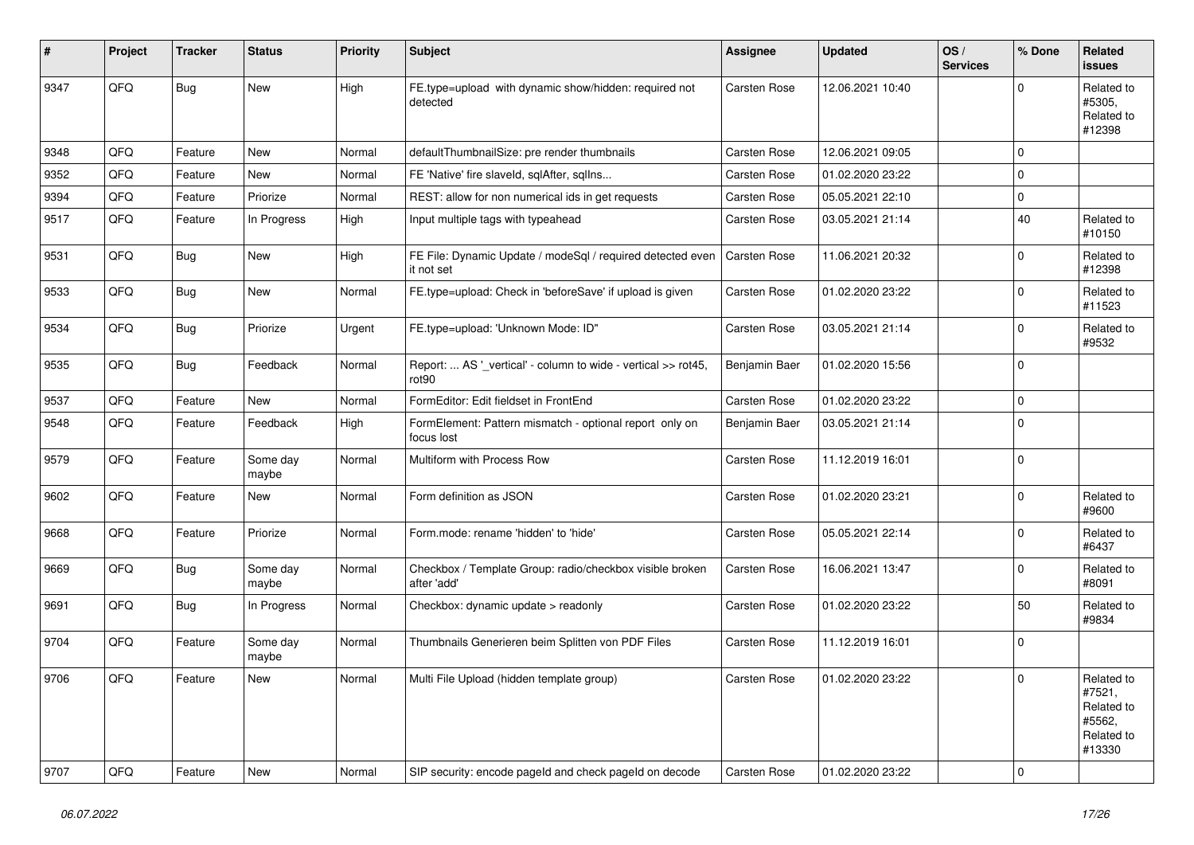| # | Project | Tracker | Status | Priority | Subject | Assignee | Updated | OS / Services | % Done | Related issues |
|---|---|---|---|---|---|---|---|---|---|---|
| 9347 | QFQ | Bug | New | High | FE.type=upload with dynamic show/hidden: required not detected | Carsten Rose | 12.06.2021 10:40 | | 0 | Related to #5305, Related to #12398 |
| 9348 | QFQ | Feature | New | Normal | defaultThumbnailSize: pre render thumbnails | Carsten Rose | 12.06.2021 09:05 | | 0 | |
| 9352 | QFQ | Feature | New | Normal | FE 'Native' fire slaveId, sqlAfter, sqlIns... | Carsten Rose | 01.02.2020 23:22 | | 0 | |
| 9394 | QFQ | Feature | Priorize | Normal | REST: allow for non numerical ids in get requests | Carsten Rose | 05.05.2021 22:10 | | 0 | |
| 9517 | QFQ | Feature | In Progress | High | Input multiple tags with typeahead | Carsten Rose | 03.05.2021 21:14 | | 40 | Related to #10150 |
| 9531 | QFQ | Bug | New | High | FE File: Dynamic Update / modeSql / required detected even it not set | Carsten Rose | 11.06.2021 20:32 | | 0 | Related to #12398 |
| 9533 | QFQ | Bug | New | Normal | FE.type=upload: Check in 'beforeSave' if upload is given | Carsten Rose | 01.02.2020 23:22 | | 0 | Related to #11523 |
| 9534 | QFQ | Bug | Priorize | Urgent | FE.type=upload: 'Unknown Mode: ID" | Carsten Rose | 03.05.2021 21:14 | | 0 | Related to #9532 |
| 9535 | QFQ | Bug | Feedback | Normal | Report: ... AS '_vertical' - column to wide - vertical >> rot45, rot90 | Benjamin Baer | 01.02.2020 15:56 | | 0 | |
| 9537 | QFQ | Feature | New | Normal | FormEditor: Edit fieldset in FrontEnd | Carsten Rose | 01.02.2020 23:22 | | 0 | |
| 9548 | QFQ | Feature | Feedback | High | FormElement: Pattern mismatch - optional report only on focus lost | Benjamin Baer | 03.05.2021 21:14 | | 0 | |
| 9579 | QFQ | Feature | Some day maybe | Normal | Multiform with Process Row | Carsten Rose | 11.12.2019 16:01 | | 0 | |
| 9602 | QFQ | Feature | New | Normal | Form definition as JSON | Carsten Rose | 01.02.2020 23:21 | | 0 | Related to #9600 |
| 9668 | QFQ | Feature | Priorize | Normal | Form.mode: rename 'hidden' to 'hide' | Carsten Rose | 05.05.2021 22:14 | | 0 | Related to #6437 |
| 9669 | QFQ | Bug | Some day maybe | Normal | Checkbox / Template Group: radio/checkbox visible broken after 'add' | Carsten Rose | 16.06.2021 13:47 | | 0 | Related to #8091 |
| 9691 | QFQ | Bug | In Progress | Normal | Checkbox: dynamic update > readonly | Carsten Rose | 01.02.2020 23:22 | | 50 | Related to #9834 |
| 9704 | QFQ | Feature | Some day maybe | Normal | Thumbnails Generieren beim Splitten von PDF Files | Carsten Rose | 11.12.2019 16:01 | | 0 | |
| 9706 | QFQ | Feature | New | Normal | Multi File Upload (hidden template group) | Carsten Rose | 01.02.2020 23:22 | | 0 | Related to #7521, Related to #5562, Related to #13330 |
| 9707 | QFQ | Feature | New | Normal | SIP security: encode pageId and check pageId on decode | Carsten Rose | 01.02.2020 23:22 | | 0 | |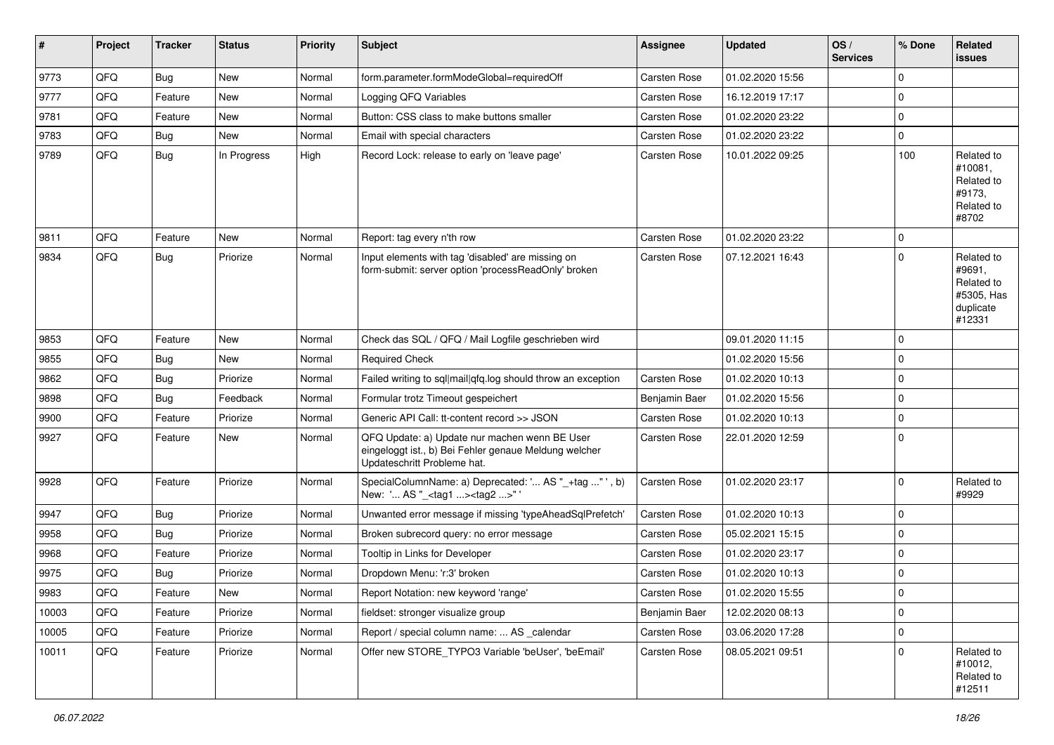| # | Project | Tracker | Status | Priority | Subject | Assignee | Updated | OS / Services | % Done | Related issues |
|---|---|---|---|---|---|---|---|---|---|---|
| 9773 | QFQ | Bug | New | Normal | form.parameter.formModeGlobal=requiredOff | Carsten Rose | 01.02.2020 15:56 | | 0 | |
| 9777 | QFQ | Feature | New | Normal | Logging QFQ Variables | Carsten Rose | 16.12.2019 17:17 | | 0 | |
| 9781 | QFQ | Feature | New | Normal | Button: CSS class to make buttons smaller | Carsten Rose | 01.02.2020 23:22 | | 0 | |
| 9783 | QFQ | Bug | New | Normal | Email with special characters | Carsten Rose | 01.02.2020 23:22 | | 0 | |
| 9789 | QFQ | Bug | In Progress | High | Record Lock: release to early on 'leave page' | Carsten Rose | 10.01.2022 09:25 | | 100 | Related to #10081, Related to #9173, Related to #8702 |
| 9811 | QFQ | Feature | New | Normal | Report: tag every n'th row | Carsten Rose | 01.02.2020 23:22 | | 0 | |
| 9834 | QFQ | Bug | Priorize | Normal | Input elements with tag 'disabled' are missing on form-submit: server option 'processReadOnly' broken | Carsten Rose | 07.12.2021 16:43 | | 0 | Related to #9691, Related to #5305, Has duplicate #12331 |
| 9853 | QFQ | Feature | New | Normal | Check das SQL / QFQ / Mail Logfile geschrieben wird | | 09.01.2020 11:15 | | 0 | |
| 9855 | QFQ | Bug | New | Normal | Required Check | | 01.02.2020 15:56 | | 0 | |
| 9862 | QFQ | Bug | Priorize | Normal | Failed writing to sql|mail|qfq.log should throw an exception | Carsten Rose | 01.02.2020 10:13 | | 0 | |
| 9898 | QFQ | Bug | Feedback | Normal | Formular trotz Timeout gespeichert | Benjamin Baer | 01.02.2020 15:56 | | 0 | |
| 9900 | QFQ | Feature | Priorize | Normal | Generic API Call: tt-content record >> JSON | Carsten Rose | 01.02.2020 10:13 | | 0 | |
| 9927 | QFQ | Feature | New | Normal | QFQ Update: a) Update nur machen wenn BE User eingeloggt ist., b) Bei Fehler genaue Meldung welcher Updateschritt Probleme hat. | Carsten Rose | 22.01.2020 12:59 | | 0 | |
| 9928 | QFQ | Feature | Priorize | Normal | SpecialColumnName: a) Deprecated: '... AS "_+tag ..." ', b) New: '... AS "_<tag1 ...><tag2 ...>" ' | Carsten Rose | 01.02.2020 23:17 | | 0 | Related to #9929 |
| 9947 | QFQ | Bug | Priorize | Normal | Unwanted error message if missing 'typeAheadSqlPrefetch' | Carsten Rose | 01.02.2020 10:13 | | 0 | |
| 9958 | QFQ | Bug | Priorize | Normal | Broken subrecord query: no error message | Carsten Rose | 05.02.2021 15:15 | | 0 | |
| 9968 | QFQ | Feature | Priorize | Normal | Tooltip in Links for Developer | Carsten Rose | 01.02.2020 23:17 | | 0 | |
| 9975 | QFQ | Bug | Priorize | Normal | Dropdown Menu: 'r:3' broken | Carsten Rose | 01.02.2020 10:13 | | 0 | |
| 9983 | QFQ | Feature | New | Normal | Report Notation: new keyword 'range' | Carsten Rose | 01.02.2020 15:55 | | 0 | |
| 10003 | QFQ | Feature | Priorize | Normal | fieldset: stronger visualize group | Benjamin Baer | 12.02.2020 08:13 | | 0 | |
| 10005 | QFQ | Feature | Priorize | Normal | Report / special column name: ... AS _calendar | Carsten Rose | 03.06.2020 17:28 | | 0 | |
| 10011 | QFQ | Feature | Priorize | Normal | Offer new STORE_TYPO3 Variable 'beUser', 'beEmail' | Carsten Rose | 08.05.2021 09:51 | | 0 | Related to #10012, Related to #12511 |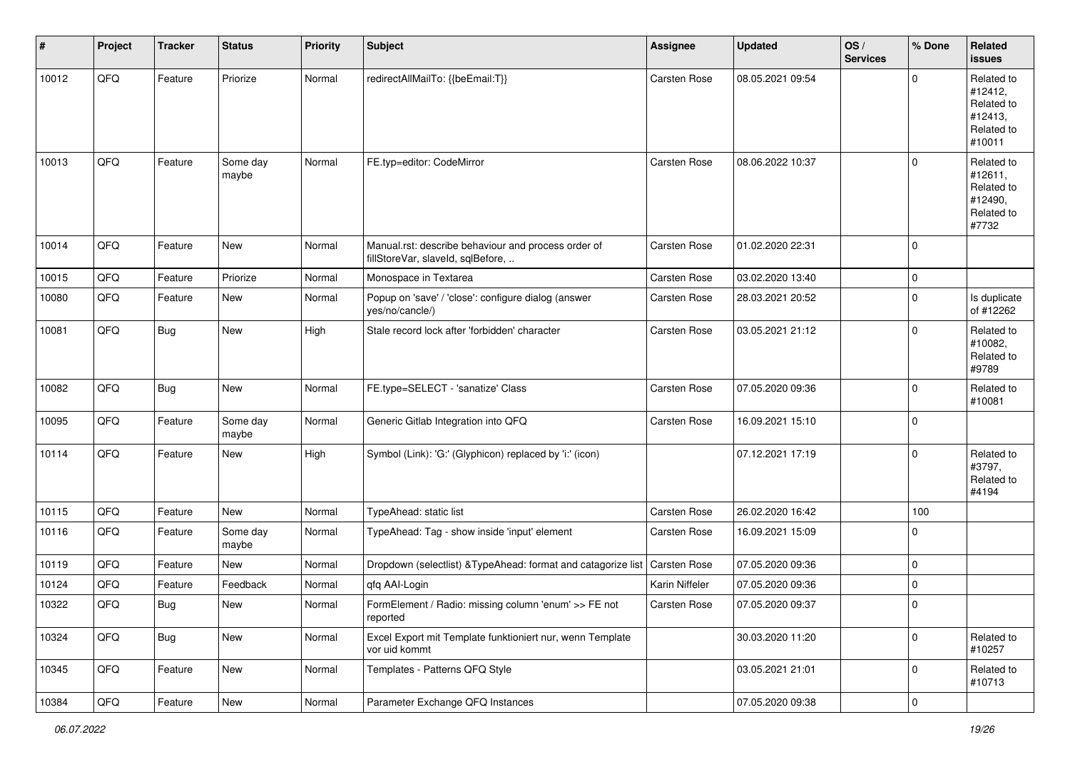| # | Project | Tracker | Status | Priority | Subject | Assignee | Updated | OS / Services | % Done | Related issues |
|---|---|---|---|---|---|---|---|---|---|---|
| 10012 | QFQ | Feature | Priorize | Normal | redirectAllMailTo: {{beEmail:T}} | Carsten Rose | 08.05.2021 09:54 | | 0 | Related to #12412, Related to #12413, Related to #10011 |
| 10013 | QFQ | Feature | Some day maybe | Normal | FE.typ=editor: CodeMirror | Carsten Rose | 08.06.2022 10:37 | | 0 | Related to #12611, Related to #12490, Related to #7732 |
| 10014 | QFQ | Feature | New | Normal | Manual.rst: describe behaviour and process order of fillStoreVar, slaveId, sqlBefore, .. | Carsten Rose | 01.02.2020 22:31 | | 0 | |
| 10015 | QFQ | Feature | Priorize | Normal | Monospace in Textarea | Carsten Rose | 03.02.2020 13:40 | | 0 | |
| 10080 | QFQ | Feature | New | Normal | Popup on 'save' / 'close': configure dialog (answer yes/no/cancle/) | Carsten Rose | 28.03.2021 20:52 | | 0 | Is duplicate of #12262 |
| 10081 | QFQ | Bug | New | High | Stale record lock after 'forbidden' character | Carsten Rose | 03.05.2021 21:12 | | 0 | Related to #10082, Related to #9789 |
| 10082 | QFQ | Bug | New | Normal | FE.type=SELECT - 'sanatize' Class | Carsten Rose | 07.05.2020 09:36 | | 0 | Related to #10081 |
| 10095 | QFQ | Feature | Some day maybe | Normal | Generic Gitlab Integration into QFQ | Carsten Rose | 16.09.2021 15:10 | | 0 | |
| 10114 | QFQ | Feature | New | High | Symbol (Link): 'G:' (Glyphicon) replaced by 'i:' (icon) | | 07.12.2021 17:19 | | 0 | Related to #3797, Related to #4194 |
| 10115 | QFQ | Feature | New | Normal | TypeAhead: static list | Carsten Rose | 26.02.2020 16:42 | | 100 | |
| 10116 | QFQ | Feature | Some day maybe | Normal | TypeAhead: Tag - show inside 'input' element | Carsten Rose | 16.09.2021 15:09 | | 0 | |
| 10119 | QFQ | Feature | New | Normal | Dropdown (selectlist) &TypeAhead: format and catagorize list | Carsten Rose | 07.05.2020 09:36 | | 0 | |
| 10124 | QFQ | Feature | Feedback | Normal | qfq AAI-Login | Karin Niffeler | 07.05.2020 09:36 | | 0 | |
| 10322 | QFQ | Bug | New | Normal | FormElement / Radio: missing column 'enum' >> FE not reported | Carsten Rose | 07.05.2020 09:37 | | 0 | |
| 10324 | QFQ | Bug | New | Normal | Excel Export mit Template funktioniert nur, wenn Template vor uid kommt | | 30.03.2020 11:20 | | 0 | Related to #10257 |
| 10345 | QFQ | Feature | New | Normal | Templates - Patterns QFQ Style | | 03.05.2021 21:01 | | 0 | Related to #10713 |
| 10384 | QFQ | Feature | New | Normal | Parameter Exchange QFQ Instances | | 07.05.2020 09:38 | | 0 | |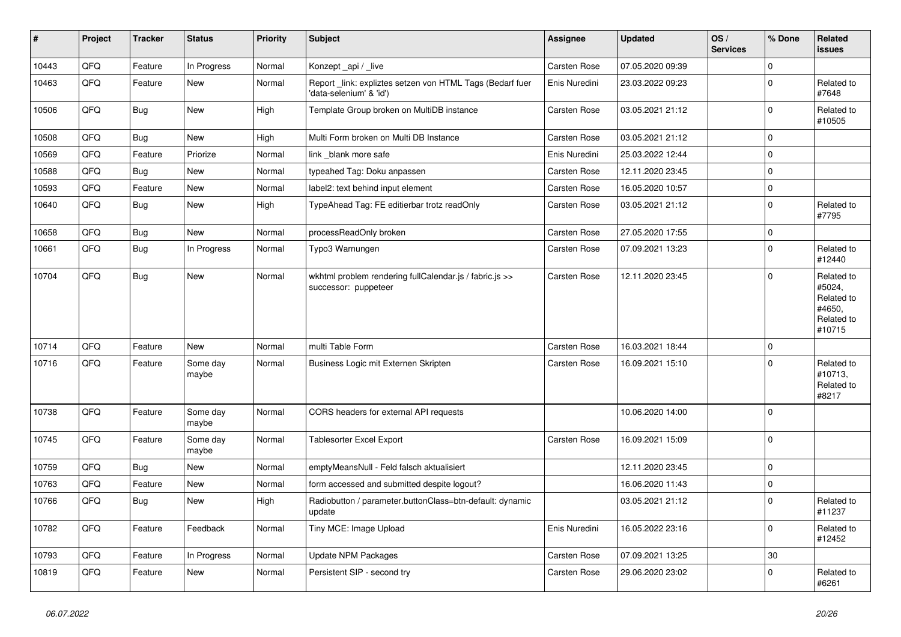| # | Project | Tracker | Status | Priority | Subject | Assignee | Updated | OS / Services | % Done | Related issues |
|---|---|---|---|---|---|---|---|---|---|---|
| 10443 | QFQ | Feature | In Progress | Normal | Konzept _api / _live | Carsten Rose | 07.05.2020 09:39 | | 0 | |
| 10463 | QFQ | Feature | New | Normal | Report _link: expliztes setzen von HTML Tags (Bedarf fuer 'data-selenium' & 'id') | Enis Nuredini | 23.03.2022 09:23 | | 0 | Related to #7648 |
| 10506 | QFQ | Bug | New | High | Template Group broken on MultiDB instance | Carsten Rose | 03.05.2021 21:12 | | 0 | Related to #10505 |
| 10508 | QFQ | Bug | New | High | Multi Form broken on Multi DB Instance | Carsten Rose | 03.05.2021 21:12 | | 0 | |
| 10569 | QFQ | Feature | Priorize | Normal | link _blank more safe | Enis Nuredini | 25.03.2022 12:44 | | 0 | |
| 10588 | QFQ | Bug | New | Normal | typeahed Tag: Doku anpassen | Carsten Rose | 12.11.2020 23:45 | | 0 | |
| 10593 | QFQ | Feature | New | Normal | label2: text behind input element | Carsten Rose | 16.05.2020 10:57 | | 0 | |
| 10640 | QFQ | Bug | New | High | TypeAhead Tag: FE editierbar trotz readOnly | Carsten Rose | 03.05.2021 21:12 | | 0 | Related to #7795 |
| 10658 | QFQ | Bug | New | Normal | processReadOnly broken | Carsten Rose | 27.05.2020 17:55 | | 0 | |
| 10661 | QFQ | Bug | In Progress | Normal | Typo3 Warnungen | Carsten Rose | 07.09.2021 13:23 | | 0 | Related to #12440 |
| 10704 | QFQ | Bug | New | Normal | wkhtml problem rendering fullCalendar.js / fabric.js >> successor: puppeteer | Carsten Rose | 12.11.2020 23:45 | | 0 | Related to #5024, Related to #4650, Related to #10715 |
| 10714 | QFQ | Feature | New | Normal | multi Table Form | Carsten Rose | 16.03.2021 18:44 | | 0 | |
| 10716 | QFQ | Feature | Some day maybe | Normal | Business Logic mit Externen Skripten | Carsten Rose | 16.09.2021 15:10 | | 0 | Related to #10713, Related to #8217 |
| 10738 | QFQ | Feature | Some day maybe | Normal | CORS headers for external API requests | | 10.06.2020 14:00 | | 0 | |
| 10745 | QFQ | Feature | Some day maybe | Normal | Tablesorter Excel Export | Carsten Rose | 16.09.2021 15:09 | | 0 | |
| 10759 | QFQ | Bug | New | Normal | emptyMeansNull - Feld falsch aktualisiert | | 12.11.2020 23:45 | | 0 | |
| 10763 | QFQ | Feature | New | Normal | form accessed and submitted despite logout? | | 16.06.2020 11:43 | | 0 | |
| 10766 | QFQ | Bug | New | High | Radiobutton / parameter.buttonClass=btn-default: dynamic update | | 03.05.2021 21:12 | | 0 | Related to #11237 |
| 10782 | QFQ | Feature | Feedback | Normal | Tiny MCE: Image Upload | Enis Nuredini | 16.05.2022 23:16 | | 0 | Related to #12452 |
| 10793 | QFQ | Feature | In Progress | Normal | Update NPM Packages | Carsten Rose | 07.09.2021 13:25 | | 30 | |
| 10819 | QFQ | Feature | New | Normal | Persistent SIP - second try | Carsten Rose | 29.06.2020 23:02 | | 0 | Related to #6261 |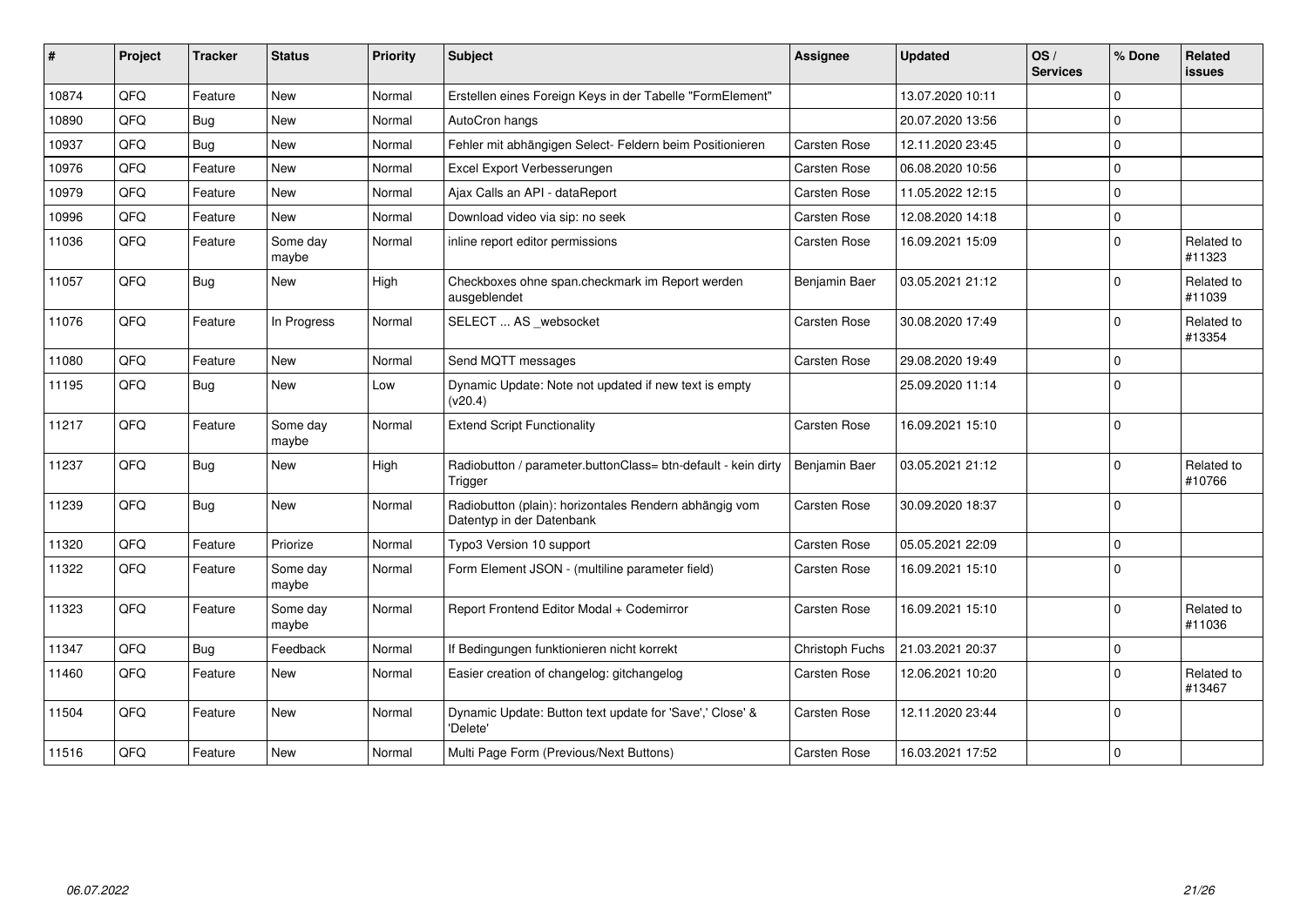| # | Project | Tracker | Status | Priority | Subject | Assignee | Updated | OS / Services | % Done | Related issues |
|---|---|---|---|---|---|---|---|---|---|---|
| 10874 | QFQ | Feature | New | Normal | Erstellen eines Foreign Keys in der Tabelle "FormElement" | | 13.07.2020 10:11 | | 0 | |
| 10890 | QFQ | Bug | New | Normal | AutoCron hangs | | 20.07.2020 13:56 | | 0 | |
| 10937 | QFQ | Bug | New | Normal | Fehler mit abhängigen Select- Feldern beim Positionieren | Carsten Rose | 12.11.2020 23:45 | | 0 | |
| 10976 | QFQ | Feature | New | Normal | Excel Export Verbesserungen | Carsten Rose | 06.08.2020 10:56 | | 0 | |
| 10979 | QFQ | Feature | New | Normal | Ajax Calls an API - dataReport | Carsten Rose | 11.05.2022 12:15 | | 0 | |
| 10996 | QFQ | Feature | New | Normal | Download video via sip: no seek | Carsten Rose | 12.08.2020 14:18 | | 0 | |
| 11036 | QFQ | Feature | Some day maybe | Normal | inline report editor permissions | Carsten Rose | 16.09.2021 15:09 | | 0 | Related to #11323 |
| 11057 | QFQ | Bug | New | High | Checkboxes ohne span.checkmark im Report werden ausgeblendet | Benjamin Baer | 03.05.2021 21:12 | | 0 | Related to #11039 |
| 11076 | QFQ | Feature | In Progress | Normal | SELECT ... AS _websocket | Carsten Rose | 30.08.2020 17:49 | | 0 | Related to #13354 |
| 11080 | QFQ | Feature | New | Normal | Send MQTT messages | Carsten Rose | 29.08.2020 19:49 | | 0 | |
| 11195 | QFQ | Bug | New | Low | Dynamic Update: Note not updated if new text is empty (v20.4) | | 25.09.2020 11:14 | | 0 | |
| 11217 | QFQ | Feature | Some day maybe | Normal | Extend Script Functionality | Carsten Rose | 16.09.2021 15:10 | | 0 | |
| 11237 | QFQ | Bug | New | High | Radiobutton / parameter.buttonClass= btn-default - kein dirty Trigger | Benjamin Baer | 03.05.2021 21:12 | | 0 | Related to #10766 |
| 11239 | QFQ | Bug | New | Normal | Radiobutton (plain): horizontales Rendern abhängig vom Datentyp in der Datenbank | Carsten Rose | 30.09.2020 18:37 | | 0 | |
| 11320 | QFQ | Feature | Priorize | Normal | Typo3 Version 10 support | Carsten Rose | 05.05.2021 22:09 | | 0 | |
| 11322 | QFQ | Feature | Some day maybe | Normal | Form Element JSON - (multiline parameter field) | Carsten Rose | 16.09.2021 15:10 | | 0 | |
| 11323 | QFQ | Feature | Some day maybe | Normal | Report Frontend Editor Modal + Codemirror | Carsten Rose | 16.09.2021 15:10 | | 0 | Related to #11036 |
| 11347 | QFQ | Bug | Feedback | Normal | If Bedingungen funktionieren nicht korrekt | Christoph Fuchs | 21.03.2021 20:37 | | 0 | |
| 11460 | QFQ | Feature | New | Normal | Easier creation of changelog: gitchangelog | Carsten Rose | 12.06.2021 10:20 | | 0 | Related to #13467 |
| 11504 | QFQ | Feature | New | Normal | Dynamic Update: Button text update for 'Save',' Close' & 'Delete' | Carsten Rose | 12.11.2020 23:44 | | 0 | |
| 11516 | QFQ | Feature | New | Normal | Multi Page Form (Previous/Next Buttons) | Carsten Rose | 16.03.2021 17:52 | | 0 | |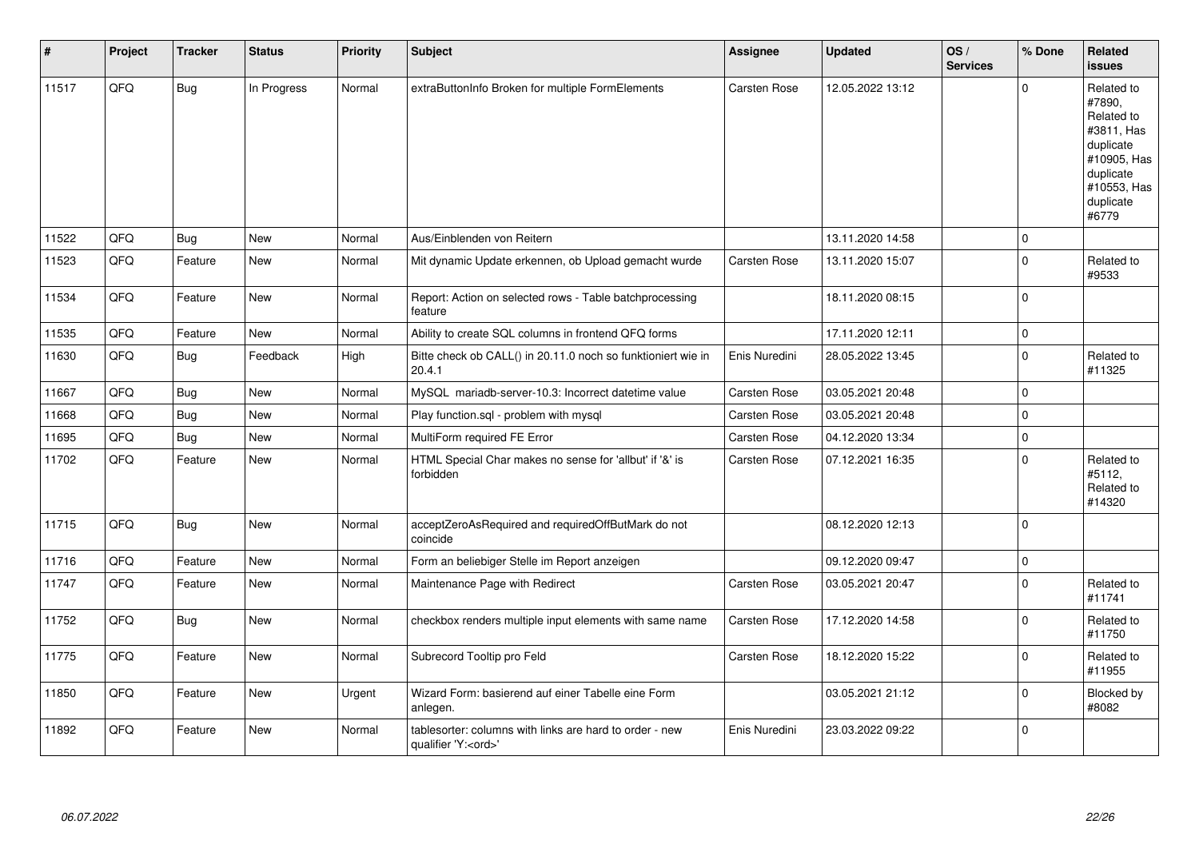| # | Project | Tracker | Status | Priority | Subject | Assignee | Updated | OS / Services | % Done | Related issues |
|---|---|---|---|---|---|---|---|---|---|---|
| 11517 | QFQ | Bug | In Progress | Normal | extraButtonInfo Broken for multiple FormElements | Carsten Rose | 12.05.2022 13:12 | | 0 | Related to #7890, Related to #3811, Has duplicate #10905, Has duplicate #10553, Has duplicate #6779 |
| 11522 | QFQ | Bug | New | Normal | Aus/Einblenden von Reitern | | 13.11.2020 14:58 | | 0 | |
| 11523 | QFQ | Feature | New | Normal | Mit dynamic Update erkennen, ob Upload gemacht wurde | Carsten Rose | 13.11.2020 15:07 | | 0 | Related to #9533 |
| 11534 | QFQ | Feature | New | Normal | Report: Action on selected rows - Table batchprocessing feature | | 18.11.2020 08:15 | | 0 | |
| 11535 | QFQ | Feature | New | Normal | Ability to create SQL columns in frontend QFQ forms | | 17.11.2020 12:11 | | 0 | |
| 11630 | QFQ | Bug | Feedback | High | Bitte check ob CALL() in 20.11.0 noch so funktioniert wie in 20.4.1 | Enis Nuredini | 28.05.2022 13:45 | | 0 | Related to #11325 |
| 11667 | QFQ | Bug | New | Normal | MySQL mariadb-server-10.3: Incorrect datetime value | Carsten Rose | 03.05.2021 20:48 | | 0 | |
| 11668 | QFQ | Bug | New | Normal | Play function.sql - problem with mysql | Carsten Rose | 03.05.2021 20:48 | | 0 | |
| 11695 | QFQ | Bug | New | Normal | MultiForm required FE Error | Carsten Rose | 04.12.2020 13:34 | | 0 | |
| 11702 | QFQ | Feature | New | Normal | HTML Special Char makes no sense for 'allbut' if '&' is forbidden | Carsten Rose | 07.12.2021 16:35 | | 0 | Related to #5112, Related to #14320 |
| 11715 | QFQ | Bug | New | Normal | acceptZeroAsRequired and requiredOffButMark do not coincide | | 08.12.2020 12:13 | | 0 | |
| 11716 | QFQ | Feature | New | Normal | Form an beliebiger Stelle im Report anzeigen | | 09.12.2020 09:47 | | 0 | |
| 11747 | QFQ | Feature | New | Normal | Maintenance Page with Redirect | Carsten Rose | 03.05.2021 20:47 | | 0 | Related to #11741 |
| 11752 | QFQ | Bug | New | Normal | checkbox renders multiple input elements with same name | Carsten Rose | 17.12.2020 14:58 | | 0 | Related to #11750 |
| 11775 | QFQ | Feature | New | Normal | Subrecord Tooltip pro Feld | Carsten Rose | 18.12.2020 15:22 | | 0 | Related to #11955 |
| 11850 | QFQ | Feature | New | Urgent | Wizard Form: basierend auf einer Tabelle eine Form anlegen. | | 03.05.2021 21:12 | | 0 | Blocked by #8082 |
| 11892 | QFQ | Feature | New | Normal | tablesorter: columns with links are hard to order - new qualifier 'Y:<ord>' | Enis Nuredini | 23.03.2022 09:22 | | 0 | |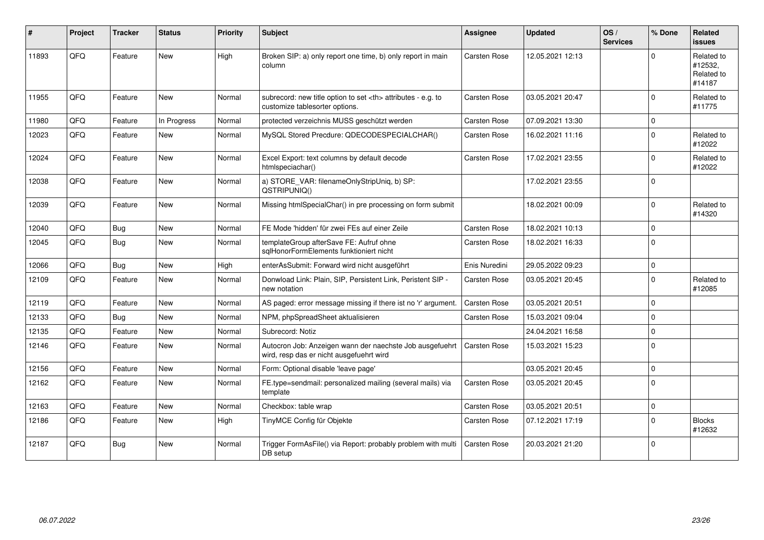| # | Project | Tracker | Status | Priority | Subject | Assignee | Updated | OS / Services | % Done | Related issues |
|---|---|---|---|---|---|---|---|---|---|---|
| 11893 | QFQ | Feature | New | High | Broken SIP: a) only report one time, b) only report in main column | Carsten Rose | 12.05.2021 12:13 | | 0 | Related to #12532, Related to #14187 |
| 11955 | QFQ | Feature | New | Normal | subrecord: new title option to set <th> attributes - e.g. to customize tablesorter options. | Carsten Rose | 03.05.2021 20:47 | | 0 | Related to #11775 |
| 11980 | QFQ | Feature | In Progress | Normal | protected verzeichnis MUSS geschützt werden | Carsten Rose | 07.09.2021 13:30 | | 0 | |
| 12023 | QFQ | Feature | New | Normal | MySQL Stored Precdure: QDECODESPECIALCHAR() | Carsten Rose | 16.02.2021 11:16 | | 0 | Related to #12022 |
| 12024 | QFQ | Feature | New | Normal | Excel Export: text columns by default decode htmlspeciachar() | Carsten Rose | 17.02.2021 23:55 | | 0 | Related to #12022 |
| 12038 | QFQ | Feature | New | Normal | a) STORE_VAR: filenameOnlyStripUniq, b) SP: QSTRIPUNIQ() | | 17.02.2021 23:55 | | 0 | |
| 12039 | QFQ | Feature | New | Normal | Missing htmlSpecialChar() in pre processing on form submit | | 18.02.2021 00:09 | | 0 | Related to #14320 |
| 12040 | QFQ | Bug | New | Normal | FE Mode 'hidden' für zwei FEs auf einer Zeile | Carsten Rose | 18.02.2021 10:13 | | 0 | |
| 12045 | QFQ | Bug | New | Normal | templateGroup afterSave FE: Aufruf ohne sqlHonorFormElements funktioniert nicht | Carsten Rose | 18.02.2021 16:33 | | 0 | |
| 12066 | QFQ | Bug | New | High | enterAsSubmit: Forward wird nicht ausgeführt | Enis Nuredini | 29.05.2022 09:23 | | 0 | |
| 12109 | QFQ | Feature | New | Normal | Donwload Link: Plain, SIP, Persistent Link, Peristent SIP - new notation | Carsten Rose | 03.05.2021 20:45 | | 0 | Related to #12085 |
| 12119 | QFQ | Feature | New | Normal | AS paged: error message missing if there ist no 'r' argument. | Carsten Rose | 03.05.2021 20:51 | | 0 | |
| 12133 | QFQ | Bug | New | Normal | NPM, phpSpreadSheet aktualisieren | Carsten Rose | 15.03.2021 09:04 | | 0 | |
| 12135 | QFQ | Feature | New | Normal | Subrecord: Notiz | | 24.04.2021 16:58 | | 0 | |
| 12146 | QFQ | Feature | New | Normal | Autocron Job: Anzeigen wann der naechste Job ausgefuehrt wird, resp das er nicht ausgefuehrt wird | Carsten Rose | 15.03.2021 15:23 | | 0 | |
| 12156 | QFQ | Feature | New | Normal | Form: Optional disable 'leave page' | | 03.05.2021 20:45 | | 0 | |
| 12162 | QFQ | Feature | New | Normal | FE.type=sendmail: personalized mailing (several mails) via template | Carsten Rose | 03.05.2021 20:45 | | 0 | |
| 12163 | QFQ | Feature | New | Normal | Checkbox: table wrap | Carsten Rose | 03.05.2021 20:51 | | 0 | |
| 12186 | QFQ | Feature | New | High | TinyMCE Config für Objekte | Carsten Rose | 07.12.2021 17:19 | | 0 | Blocks #12632 |
| 12187 | QFQ | Bug | New | Normal | Trigger FormAsFile() via Report: probably problem with multi DB setup | Carsten Rose | 20.03.2021 21:20 | | 0 | |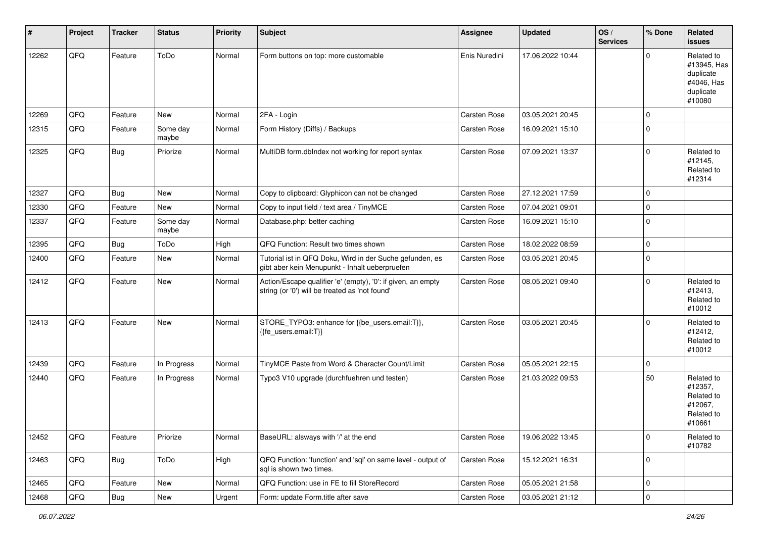| # | Project | Tracker | Status | Priority | Subject | Assignee | Updated | OS / Services | % Done | Related issues |
|---|---|---|---|---|---|---|---|---|---|---|
| 12262 | QFQ | Feature | ToDo | Normal | Form buttons on top: more customable | Enis Nuredini | 17.06.2022 10:44 | | 0 | Related to #13945, Has duplicate #4046, Has duplicate #10080 |
| 12269 | QFQ | Feature | New | Normal | 2FA - Login | Carsten Rose | 03.05.2021 20:45 | | 0 | |
| 12315 | QFQ | Feature | Some day maybe | Normal | Form History (Diffs) / Backups | Carsten Rose | 16.09.2021 15:10 | | 0 | |
| 12325 | QFQ | Bug | Priorize | Normal | MultiDB form.dbIndex not working for report syntax | Carsten Rose | 07.09.2021 13:37 | | 0 | Related to #12145, Related to #12314 |
| 12327 | QFQ | Bug | New | Normal | Copy to clipboard: Glyphicon can not be changed | Carsten Rose | 27.12.2021 17:59 | | 0 | |
| 12330 | QFQ | Feature | New | Normal | Copy to input field / text area / TinyMCE | Carsten Rose | 07.04.2021 09:01 | | 0 | |
| 12337 | QFQ | Feature | Some day maybe | Normal | Database.php: better caching | Carsten Rose | 16.09.2021 15:10 | | 0 | |
| 12395 | QFQ | Bug | ToDo | High | QFQ Function: Result two times shown | Carsten Rose | 18.02.2022 08:59 | | 0 | |
| 12400 | QFQ | Feature | New | Normal | Tutorial ist in QFQ Doku, Wird in der Suche gefunden, es gibt aber kein Menupunkt - Inhalt ueberpruefen | Carsten Rose | 03.05.2021 20:45 | | 0 | |
| 12412 | QFQ | Feature | New | Normal | Action/Escape qualifier 'e' (empty), '0': if given, an empty string (or '0') will be treated as 'not found' | Carsten Rose | 08.05.2021 09:40 | | 0 | Related to #12413, Related to #10012 |
| 12413 | QFQ | Feature | New | Normal | STORE_TYPO3: enhance for {{be_users.email:T}}, {{fe_users.email:T}} | Carsten Rose | 03.05.2021 20:45 | | 0 | Related to #12412, Related to #10012 |
| 12439 | QFQ | Feature | In Progress | Normal | TinyMCE Paste from Word & Character Count/Limit | Carsten Rose | 05.05.2021 22:15 | | 0 | |
| 12440 | QFQ | Feature | In Progress | Normal | Typo3 V10 upgrade (durchfuehren und testen) | Carsten Rose | 21.03.2022 09:53 | | 50 | Related to #12357, Related to #12067, Related to #10661 |
| 12452 | QFQ | Feature | Priorize | Normal | BaseURL: alsways with '/' at the end | Carsten Rose | 19.06.2022 13:45 | | 0 | Related to #10782 |
| 12463 | QFQ | Bug | ToDo | High | QFQ Function: 'function' and 'sql' on same level - output of sql is shown two times. | Carsten Rose | 15.12.2021 16:31 | | 0 | |
| 12465 | QFQ | Feature | New | Normal | QFQ Function: use in FE to fill StoreRecord | Carsten Rose | 05.05.2021 21:58 | | 0 | |
| 12468 | QFQ | Bug | New | Urgent | Form: update Form.title after save | Carsten Rose | 03.05.2021 21:12 | | 0 | |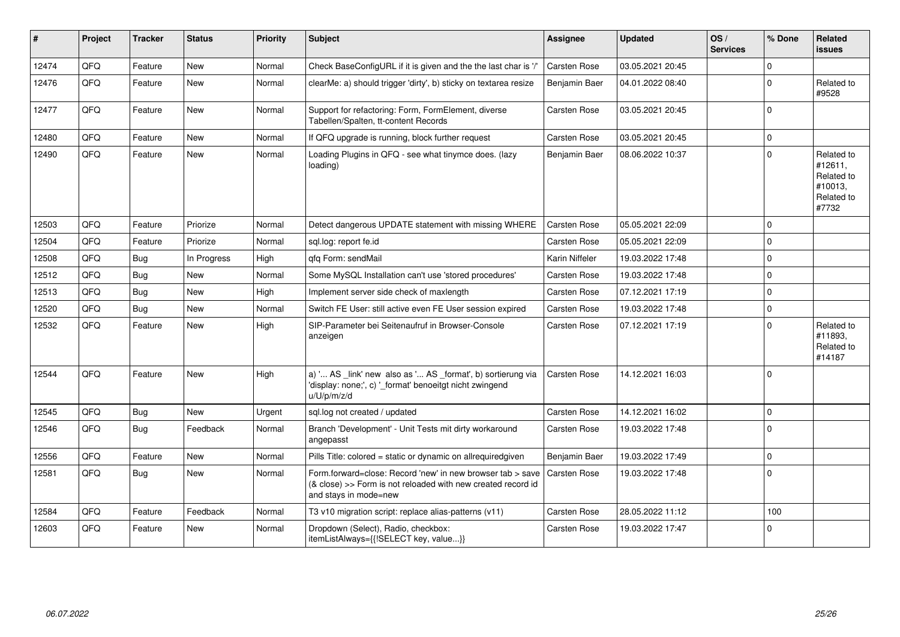| # | Project | Tracker | Status | Priority | Subject | Assignee | Updated | OS / Services | % Done | Related issues |
|---|---|---|---|---|---|---|---|---|---|---|
| 12474 | QFQ | Feature | New | Normal | Check BaseConfigURL if it is given and the the last char is '/' | Carsten Rose | 03.05.2021 20:45 | | 0 | |
| 12476 | QFQ | Feature | New | Normal | clearMe: a) should trigger 'dirty', b) sticky on textarea resize | Benjamin Baer | 04.01.2022 08:40 | | 0 | Related to #9528 |
| 12477 | QFQ | Feature | New | Normal | Support for refactoring: Form, FormElement, diverse Tabellen/Spalten, tt-content Records | Carsten Rose | 03.05.2021 20:45 | | 0 | |
| 12480 | QFQ | Feature | New | Normal | If QFQ upgrade is running, block further request | Carsten Rose | 03.05.2021 20:45 | | 0 | |
| 12490 | QFQ | Feature | New | Normal | Loading Plugins in QFQ - see what tinymce does. (lazy loading) | Benjamin Baer | 08.06.2022 10:37 | | 0 | Related to #12611, Related to #10013, Related to #7732 |
| 12503 | QFQ | Feature | Priorize | Normal | Detect dangerous UPDATE statement with missing WHERE | Carsten Rose | 05.05.2021 22:09 | | 0 | |
| 12504 | QFQ | Feature | Priorize | Normal | sql.log: report fe.id | Carsten Rose | 05.05.2021 22:09 | | 0 | |
| 12508 | QFQ | Bug | In Progress | High | qfq Form: sendMail | Karin Niffeler | 19.03.2022 17:48 | | 0 | |
| 12512 | QFQ | Bug | New | Normal | Some MySQL Installation can't use 'stored procedures' | Carsten Rose | 19.03.2022 17:48 | | 0 | |
| 12513 | QFQ | Bug | New | High | Implement server side check of maxlength | Carsten Rose | 07.12.2021 17:19 | | 0 | |
| 12520 | QFQ | Bug | New | Normal | Switch FE User: still active even FE User session expired | Carsten Rose | 19.03.2022 17:48 | | 0 | |
| 12532 | QFQ | Feature | New | High | SIP-Parameter bei Seitenaufruf in Browser-Console anzeigen | Carsten Rose | 07.12.2021 17:19 | | 0 | Related to #11893, Related to #14187 |
| 12544 | QFQ | Feature | New | High | a) '... AS _link' new also as '... AS _format', b) sortierung via 'display: none;', c) '_format' benoeitgt nicht zwingend u/U/p/m/z/d | Carsten Rose | 14.12.2021 16:03 | | 0 | |
| 12545 | QFQ | Bug | New | Urgent | sql.log not created / updated | Carsten Rose | 14.12.2021 16:02 | | 0 | |
| 12546 | QFQ | Bug | Feedback | Normal | Branch 'Development' - Unit Tests mit dirty workaround angepasst | Carsten Rose | 19.03.2022 17:48 | | 0 | |
| 12556 | QFQ | Feature | New | Normal | Pills Title: colored = static or dynamic on allrequiredgiven | Benjamin Baer | 19.03.2022 17:49 | | 0 | |
| 12581 | QFQ | Bug | New | Normal | Form.forward=close: Record 'new' in new browser tab > save (& close) >> Form is not reloaded with new created record id and stays in mode=new | Carsten Rose | 19.03.2022 17:48 | | 0 | |
| 12584 | QFQ | Feature | Feedback | Normal | T3 v10 migration script: replace alias-patterns (v11) | Carsten Rose | 28.05.2022 11:12 | | 100 | |
| 12603 | QFQ | Feature | New | Normal | Dropdown (Select), Radio, checkbox: itemListAlways={{!SELECT key, value...}} | Carsten Rose | 19.03.2022 17:47 | | 0 | |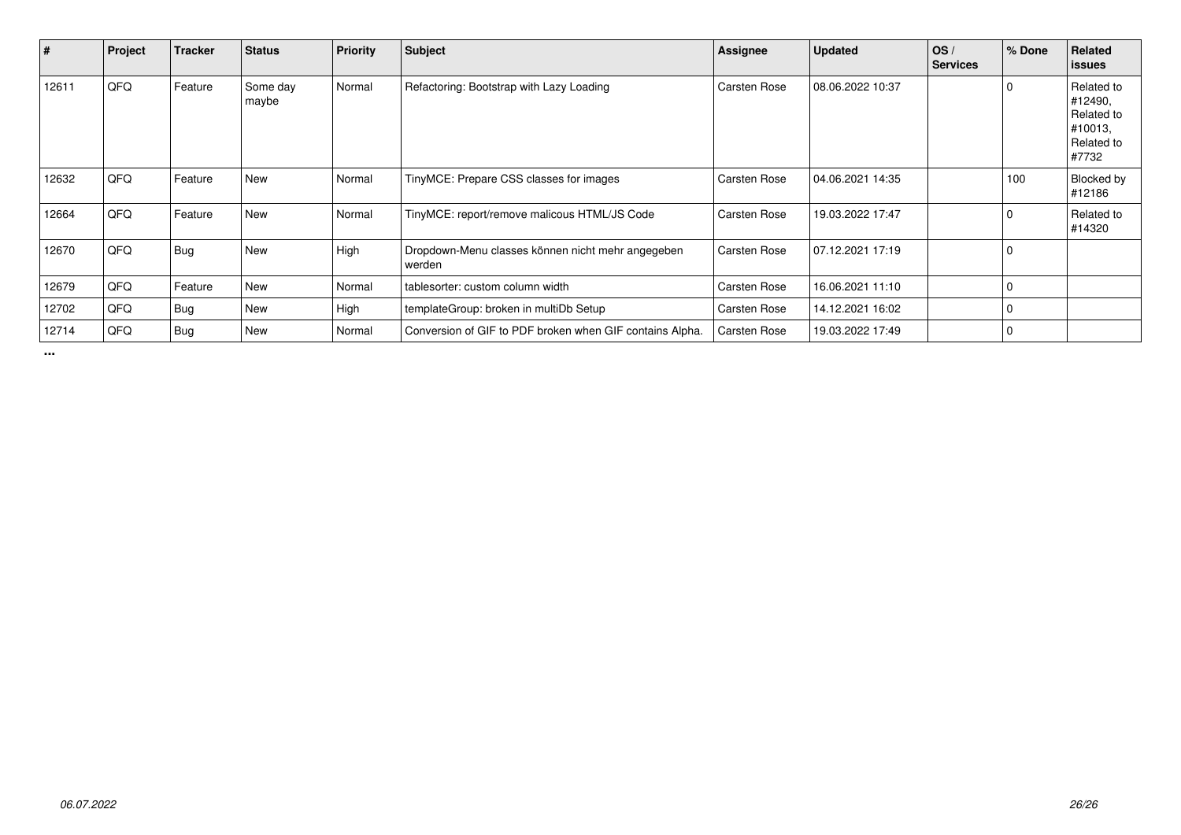| # | Project | Tracker | Status | Priority | Subject | Assignee | Updated | OS / Services | % Done | Related issues |
|---|---|---|---|---|---|---|---|---|---|---|
| 12611 | QFQ | Feature | Some day maybe | Normal | Refactoring: Bootstrap with Lazy Loading | Carsten Rose | 08.06.2022 10:37 | | 0 | Related to #12490, Related to #10013, Related to #7732 |
| 12632 | QFQ | Feature | New | Normal | TinyMCE: Prepare CSS classes for images | Carsten Rose | 04.06.2021 14:35 | | 100 | Blocked by #12186 |
| 12664 | QFQ | Feature | New | Normal | TinyMCE: report/remove malicous HTML/JS Code | Carsten Rose | 19.03.2022 17:47 | | 0 | Related to #14320 |
| 12670 | QFQ | Bug | New | High | Dropdown-Menu classes können nicht mehr angegeben werden | Carsten Rose | 07.12.2021 17:19 | | 0 | |
| 12679 | QFQ | Feature | New | Normal | tablesorter: custom column width | Carsten Rose | 16.06.2021 11:10 | | 0 | |
| 12702 | QFQ | Bug | New | High | templateGroup: broken in multiDb Setup | Carsten Rose | 14.12.2021 16:02 | | 0 | |
| 12714 | QFQ | Bug | New | Normal | Conversion of GIF to PDF broken when GIF contains Alpha. | Carsten Rose | 19.03.2022 17:49 | | 0 | |

...